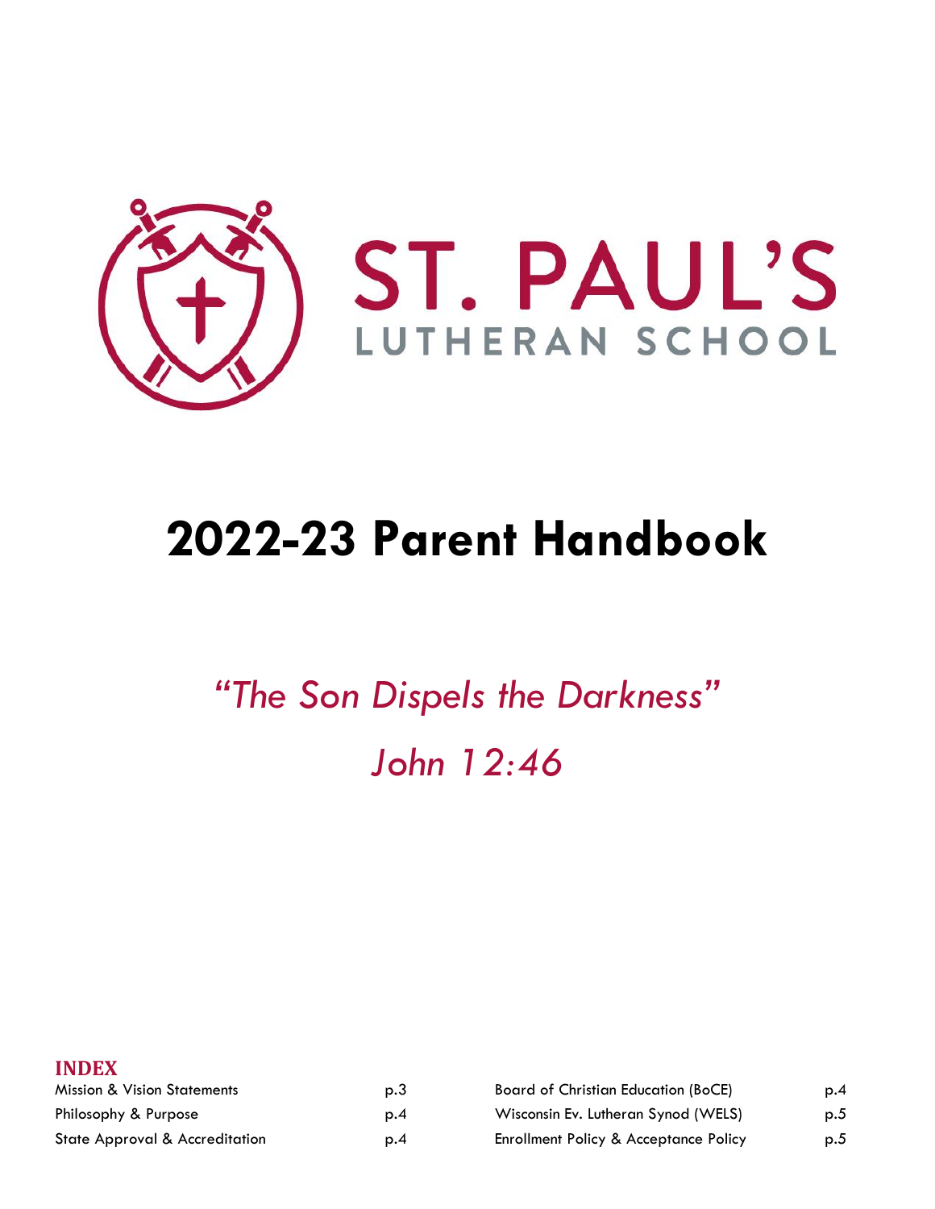# ST. PAUL'S
## LUTHERAN SCHOOL

# 2022-23 Parent Handbook

*"The Son Dispels the Darkness"*

*John 12:46*

**INDEX**

| | | | |
|---|---|---|---|
| Mission & Vision Statements | p.3 | Board of Christian Education (BoCE) | p.4 |
| Philosophy & Purpose | p.4 | Wisconsin Ev. Lutheran Synod (WELS) | p.5 |
| State Approval & Accreditation | p.4 | Enrollment Policy & Acceptance Policy | p.5 |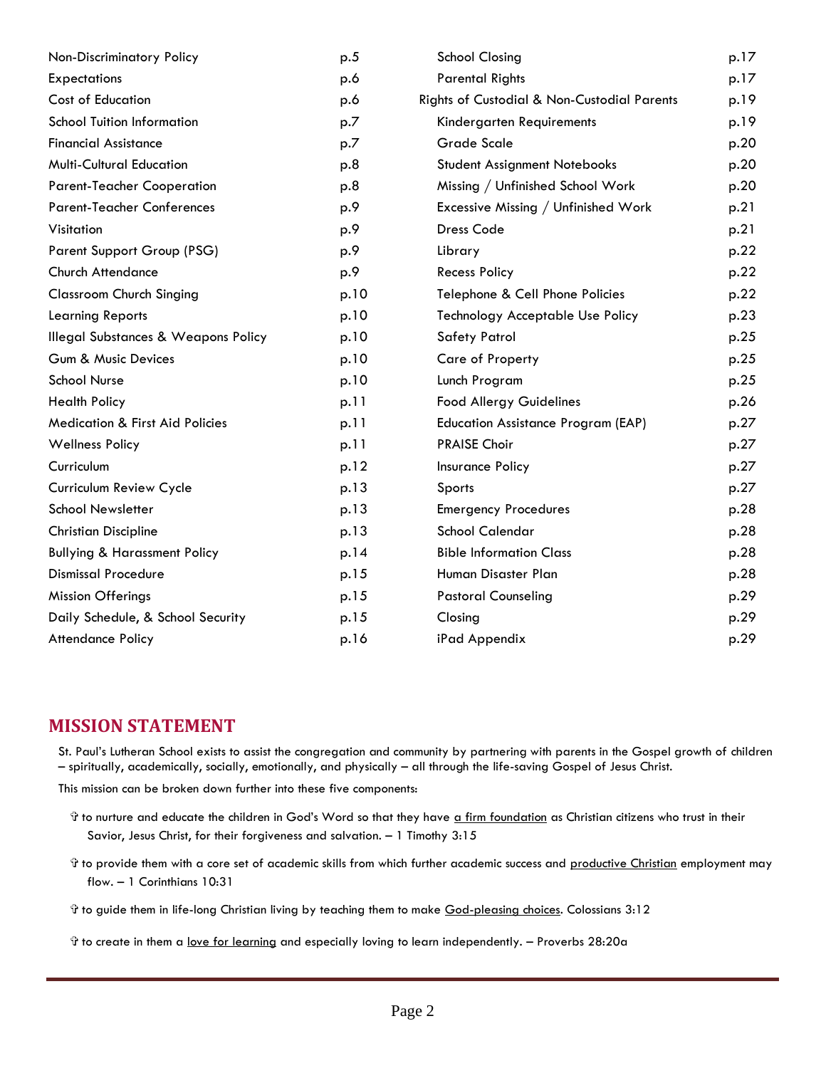| | |
|---|---|
| Non-Discriminatory Policy | p.5 |
| Expectations | p.6 |
| Cost of Education | p.6 |
| School Tuition Information | p.7 |
| Financial Assistance | p.7 |
| Multi-Cultural Education | p.8 |
| Parent-Teacher Cooperation | p.8 |
| Parent-Teacher Conferences | p.9 |
| Visitation | p.9 |
| Parent Support Group (PSG) | p.9 |
| Church Attendance | p.9 |
| Classroom Church Singing | p.10 |
| Learning Reports | p.10 |
| Illegal Substances & Weapons Policy | p.10 |
| Gum & Music Devices | p.10 |
| School Nurse | p.10 |
| Health Policy | p.11 |
| Medication & First Aid Policies | p.11 |
| Wellness Policy | p.11 |
| Curriculum | p.12 |
| Curriculum Review Cycle | p.13 |
| School Newsletter | p.13 |
| Christian Discipline | p.13 |
| Bullying & Harassment Policy | p.14 |
| Dismissal Procedure | p.15 |
| Mission Offerings | p.15 |
| Daily Schedule, & School Security | p.15 |
| Attendance Policy | p.16 |
| School Closing | p.17 |
| Parental Rights | p.17 |
| Rights of Custodial & Non-Custodial Parents | p.19 |
| Kindergarten Requirements | p.19 |
| Grade Scale | p.20 |
| Student Assignment Notebooks | p.20 |
| Missing / Unfinished School Work | p.20 |
| Excessive Missing / Unfinished Work | p.21 |
| Dress Code | p.21 |
| Library | p.22 |
| Recess Policy | p.22 |
| Telephone & Cell Phone Policies | p.22 |
| Technology Acceptable Use Policy | p.23 |
| Safety Patrol | p.25 |
| Care of Property | p.25 |
| Lunch Program | p.25 |
| Food Allergy Guidelines | p.26 |
| Education Assistance Program (EAP) | p.27 |
| PRAISE Choir | p.27 |
| Insurance Policy | p.27 |
| Sports | p.27 |
| Emergency Procedures | p.28 |
| School Calendar | p.28 |
| Bible Information Class | p.28 |
| Human Disaster Plan | p.28 |
| Pastoral Counseling | p.29 |
| Closing | p.29 |
| iPad Appendix | p.29 |

## MISSION STATEMENT

St. Paul's Lutheran School exists to assist the congregation and community by partnering with parents in the Gospel growth of children – spiritually, academically, socially, emotionally, and physically – all through the life-saving Gospel of Jesus Christ.

This mission can be broken down further into these five components:

- ✞ to nurture and educate the children in God's Word so that they have a firm foundation as Christian citizens who trust in their Savior, Jesus Christ, for their forgiveness and salvation. – 1 Timothy 3:15
- ✞ to provide them with a core set of academic skills from which further academic success and productive Christian employment may flow. – 1 Corinthians 10:31
- ✞ to guide them in life-long Christian living by teaching them to make God-pleasing choices. Colossians 3:12
- ✞ to create in them a love for learning and especially loving to learn independently. – Proverbs 28:20a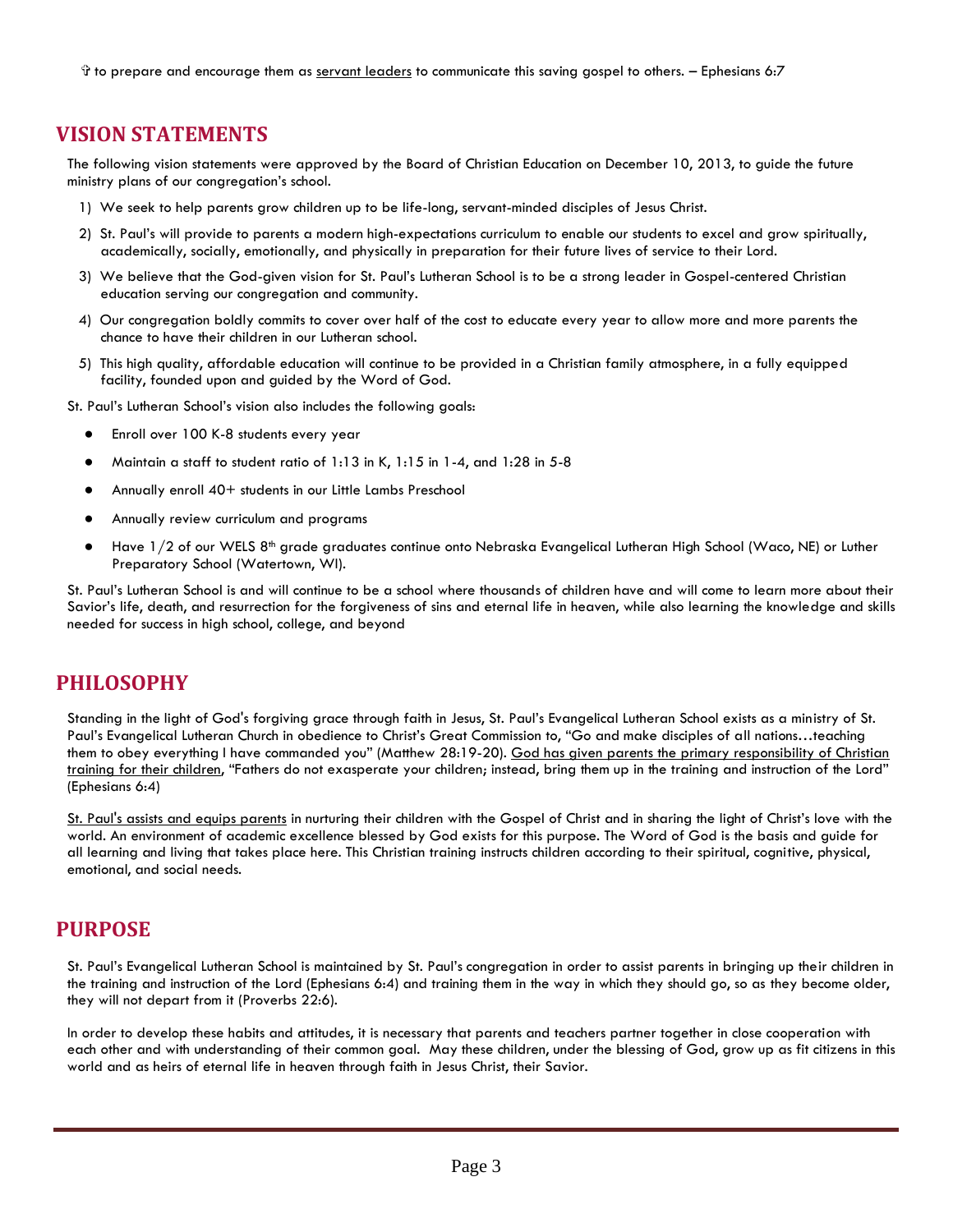✞ to prepare and encourage them as servant leaders to communicate this saving gospel to others. – Ephesians 6:7

## VISION STATEMENTS

The following vision statements were approved by the Board of Christian Education on December 10, 2013, to guide the future ministry plans of our congregation's school.

1) We seek to help parents grow children up to be life-long, servant-minded disciples of Jesus Christ.
2) St. Paul's will provide to parents a modern high-expectations curriculum to enable our students to excel and grow spiritually, academically, socially, emotionally, and physically in preparation for their future lives of service to their Lord.
3) We believe that the God-given vision for St. Paul's Lutheran School is to be a strong leader in Gospel-centered Christian education serving our congregation and community.
4) Our congregation boldly commits to cover over half of the cost to educate every year to allow more and more parents the chance to have their children in our Lutheran school.
5) This high quality, affordable education will continue to be provided in a Christian family atmosphere, in a fully equipped facility, founded upon and guided by the Word of God.

St. Paul's Lutheran School's vision also includes the following goals:

- Enroll over 100 K-8 students every year
- Maintain a staff to student ratio of 1:13 in K, 1:15 in 1-4, and 1:28 in 5-8
- Annually enroll 40+ students in our Little Lambs Preschool
- Annually review curriculum and programs
- Have 1/2 of our WELS 8th grade graduates continue onto Nebraska Evangelical Lutheran High School (Waco, NE) or Luther Preparatory School (Watertown, WI).

St. Paul's Lutheran School is and will continue to be a school where thousands of children have and will come to learn more about their Savior's life, death, and resurrection for the forgiveness of sins and eternal life in heaven, while also learning the knowledge and skills needed for success in high school, college, and beyond

## PHILOSOPHY

Standing in the light of God's forgiving grace through faith in Jesus, St. Paul's Evangelical Lutheran School exists as a ministry of St. Paul's Evangelical Lutheran Church in obedience to Christ's Great Commission to, "Go and make disciples of all nations…teaching them to obey everything I have commanded you" (Matthew 28:19-20). God has given parents the primary responsibility of Christian training for their children, "Fathers do not exasperate your children; instead, bring them up in the training and instruction of the Lord" (Ephesians 6:4)

St. Paul's assists and equips parents in nurturing their children with the Gospel of Christ and in sharing the light of Christ's love with the world. An environment of academic excellence blessed by God exists for this purpose. The Word of God is the basis and guide for all learning and living that takes place here. This Christian training instructs children according to their spiritual, cognitive, physical, emotional, and social needs.

## PURPOSE

St. Paul's Evangelical Lutheran School is maintained by St. Paul's congregation in order to assist parents in bringing up their children in the training and instruction of the Lord (Ephesians 6:4) and training them in the way in which they should go, so as they become older, they will not depart from it (Proverbs 22:6).

In order to develop these habits and attitudes, it is necessary that parents and teachers partner together in close cooperation with each other and with understanding of their common goal. May these children, under the blessing of God, grow up as fit citizens in this world and as heirs of eternal life in heaven through faith in Jesus Christ, their Savior.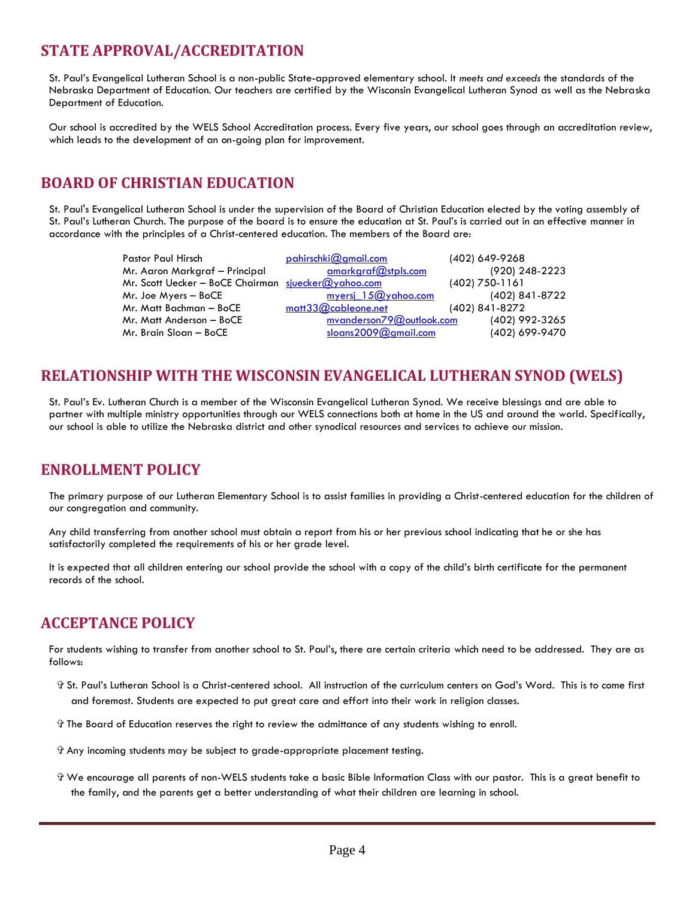## STATE APPROVAL/ACCREDITATION

St. Paul's Evangelical Lutheran School is a non-public State-approved elementary school. It *meets and exceeds* the standards of the Nebraska Department of Education. Our teachers are certified by the Wisconsin Evangelical Lutheran Synod as well as the Nebraska Department of Education.

Our school is accredited by the WELS School Accreditation process. Every five years, our school goes through an accreditation review, which leads to the development of an on-going plan for improvement.

## BOARD OF CHRISTIAN EDUCATION

St. Paul's Evangelical Lutheran School is under the supervision of the Board of Christian Education elected by the voting assembly of St. Paul's Lutheran Church. The purpose of the board is to ensure the education at St. Paul's is carried out in an effective manner in accordance with the principles of a Christ-centered education. The members of the Board are:

| | | |
|---|---|---|
| Pastor Paul Hirsch | pahirschki@gmail.com | (402) 649-9268 |
| Mr. Aaron Markgraf – Principal | amarkgraf@stpls.com | (920) 248-2223 |
| Mr. Scott Uecker – BoCE Chairman | sjuecker@yahoo.com | (402) 750-1161 |
| Mr. Joe Myers – BoCE | myersj_15@yahoo.com | (402) 841-8722 |
| Mr. Matt Bachman – BoCE | matt33@cableone.net | (402) 841-8272 |
| Mr. Matt Anderson – BoCE | mvanderson79@outlook.com | (402) 992-3265 |
| Mr. Brain Sloan – BoCE | sloans2009@gmail.com | (402) 699-9470 |

## RELATIONSHIP WITH THE WISCONSIN EVANGELICAL LUTHERAN SYNOD (WELS)

St. Paul's Ev. Lutheran Church is a member of the Wisconsin Evangelical Lutheran Synod. We receive blessings and are able to partner with multiple ministry opportunities through our WELS connections both at home in the US and around the world. Specifically, our school is able to utilize the Nebraska district and other synodical resources and services to achieve our mission.

## ENROLLMENT POLICY

The primary purpose of our Lutheran Elementary School is to assist families in providing a Christ-centered education for the children of our congregation and community.

Any child transferring from another school must obtain a report from his or her previous school indicating that he or she has satisfactorily completed the requirements of his or her grade level.

It is expected that all children entering our school provide the school with a copy of the child's birth certificate for the permanent records of the school.

## ACCEPTANCE POLICY

For students wishing to transfer from another school to St. Paul's, there are certain criteria which need to be addressed. They are as follows:

- St. Paul's Lutheran School is a Christ-centered school. All instruction of the curriculum centers on God's Word. This is to come first and foremost. Students are expected to put great care and effort into their work in religion classes.
- The Board of Education reserves the right to review the admittance of any students wishing to enroll.
- Any incoming students may be subject to grade-appropriate placement testing.
- We encourage all parents of non-WELS students take a basic Bible Information Class with our pastor. This is a great benefit to the family, and the parents get a better understanding of what their children are learning in school.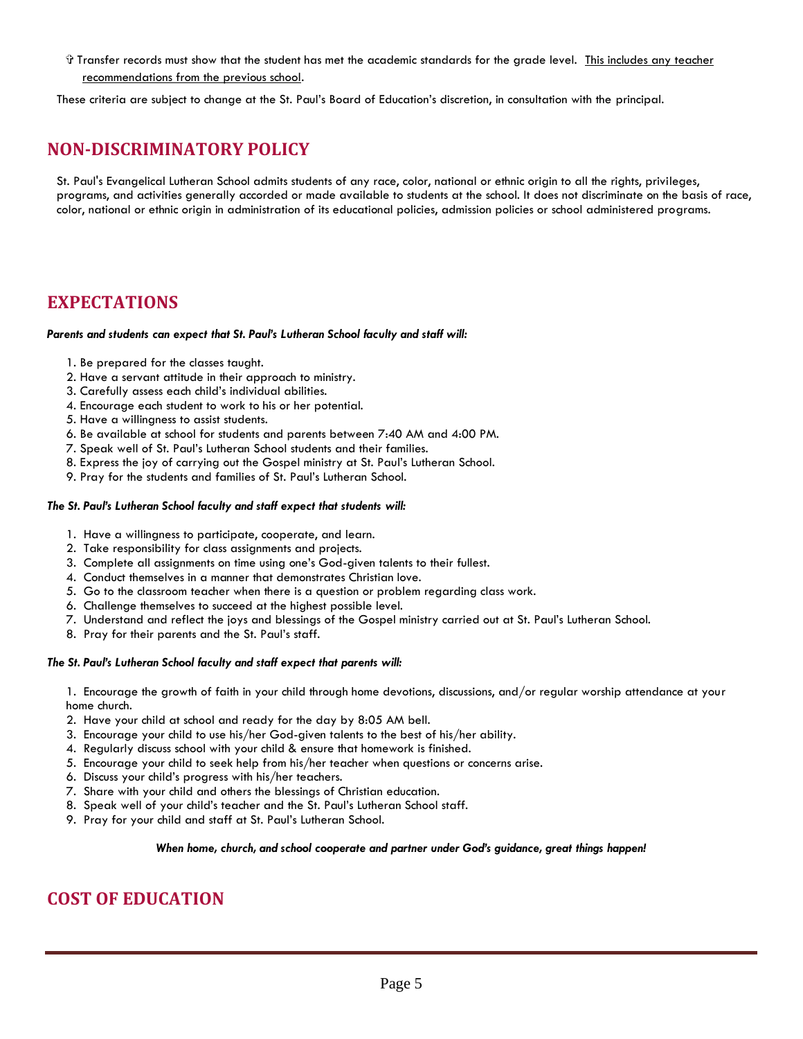- ✞ Transfer records must show that the student has met the academic standards for the grade level. <u>This includes any teacher recommendations from the previous school</u>.

These criteria are subject to change at the St. Paul's Board of Education's discretion, in consultation with the principal.

## NON-DISCRIMINATORY POLICY

St. Paul's Evangelical Lutheran School admits students of any race, color, national or ethnic origin to all the rights, privileges, programs, and activities generally accorded or made available to students at the school. It does not discriminate on the basis of race, color, national or ethnic origin in administration of its educational policies, admission policies or school administered programs.

## EXPECTATIONS

***Parents and students can expect that St. Paul's Lutheran School faculty and staff will:***

1. Be prepared for the classes taught.
2. Have a servant attitude in their approach to ministry.
3. Carefully assess each child's individual abilities.
4. Encourage each student to work to his or her potential.
5. Have a willingness to assist students.
6. Be available at school for students and parents between 7:40 AM and 4:00 PM.
7. Speak well of St. Paul's Lutheran School students and their families.
8. Express the joy of carrying out the Gospel ministry at St. Paul's Lutheran School.
9. Pray for the students and families of St. Paul's Lutheran School.

***The St. Paul's Lutheran School faculty and staff expect that students will:***

1. Have a willingness to participate, cooperate, and learn.
2. Take responsibility for class assignments and projects.
3. Complete all assignments on time using one's God-given talents to their fullest.
4. Conduct themselves in a manner that demonstrates Christian love.
5. Go to the classroom teacher when there is a question or problem regarding class work.
6. Challenge themselves to succeed at the highest possible level.
7. Understand and reflect the joys and blessings of the Gospel ministry carried out at St. Paul's Lutheran School.
8. Pray for their parents and the St. Paul's staff.

***The St. Paul's Lutheran School faculty and staff expect that parents will:***

1. Encourage the growth of faith in your child through home devotions, discussions, and/or regular worship attendance at your home church.
2. Have your child at school and ready for the day by 8:05 AM bell.
3. Encourage your child to use his/her God-given talents to the best of his/her ability.
4. Regularly discuss school with your child & ensure that homework is finished.
5. Encourage your child to seek help from his/her teacher when questions or concerns arise.
6. Discuss your child's progress with his/her teachers.
7. Share with your child and others the blessings of Christian education.
8. Speak well of your child's teacher and the St. Paul's Lutheran School staff.
9. Pray for your child and staff at St. Paul's Lutheran School.

***When home, church, and school cooperate and partner under God's guidance, great things happen!***

## COST OF EDUCATION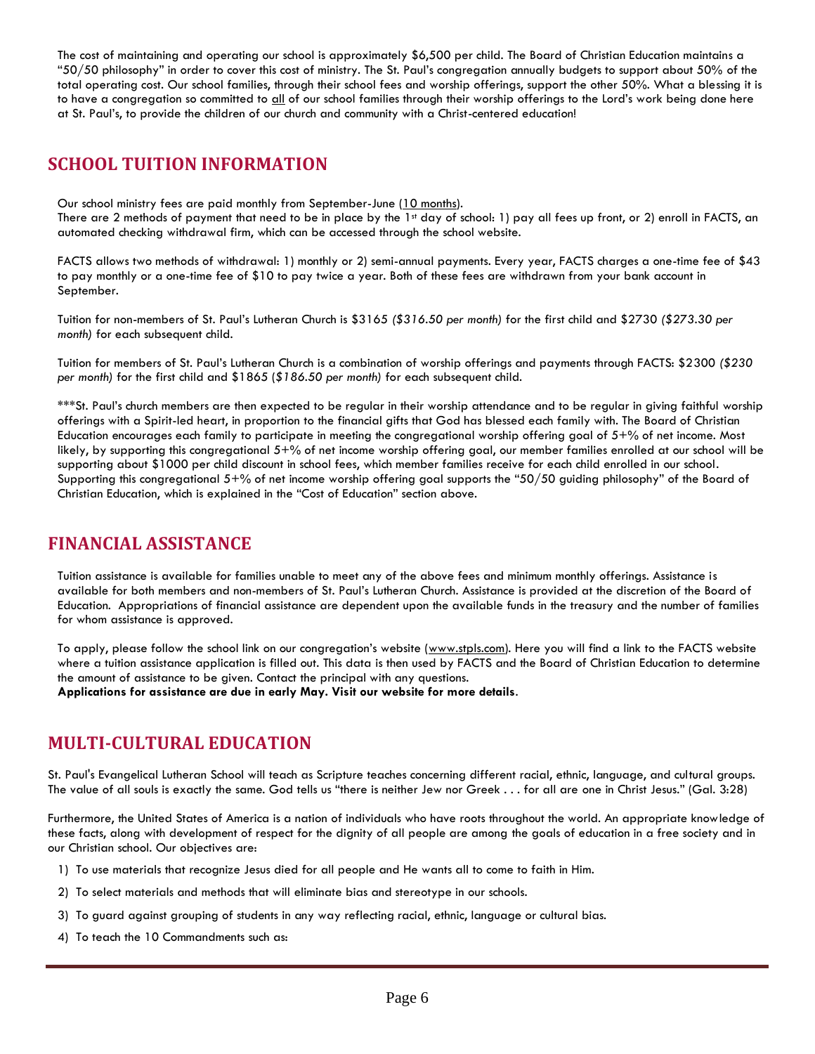The cost of maintaining and operating our school is approximately $6,500 per child. The Board of Christian Education maintains a "50/50 philosophy" in order to cover this cost of ministry. The St. Paul's congregation annually budgets to support about 50% of the total operating cost. Our school families, through their school fees and worship offerings, support the other 50%. What a blessing it is to have a congregation so committed to all of our school families through their worship offerings to the Lord's work being done here at St. Paul's, to provide the children of our church and community with a Christ-centered education!

## SCHOOL TUITION INFORMATION

Our school ministry fees are paid monthly from September-June (10 months).
There are 2 methods of payment that need to be in place by the 1st day of school: 1) pay all fees up front, or 2) enroll in FACTS, an automated checking withdrawal firm, which can be accessed through the school website.

FACTS allows two methods of withdrawal: 1) monthly or 2) semi-annual payments. Every year, FACTS charges a one-time fee of $43 to pay monthly or a one-time fee of $10 to pay twice a year. Both of these fees are withdrawn from your bank account in September.

Tuition for non-members of St. Paul's Lutheran Church is $3165 *($316.50 per month)* for the first child and $2730 *($273.30 per month)* for each subsequent child.

Tuition for members of St. Paul's Lutheran Church is a combination of worship offerings and payments through FACTS: $2300 *($230 per month)* for the first child and $1865 (*$186.50 per month)* for each subsequent child.

***St. Paul's church members are then expected to be regular in their worship attendance and to be regular in giving faithful worship offerings with a Spirit-led heart, in proportion to the financial gifts that God has blessed each family with. The Board of Christian Education encourages each family to participate in meeting the congregational worship offering goal of 5+% of net income. Most likely, by supporting this congregational 5+% of net income worship offering goal, our member families enrolled at our school will be supporting about $1000 per child discount in school fees, which member families receive for each child enrolled in our school. Supporting this congregational 5+% of net income worship offering goal supports the "50/50 guiding philosophy" of the Board of Christian Education, which is explained in the "Cost of Education" section above.

## FINANCIAL ASSISTANCE

Tuition assistance is available for families unable to meet any of the above fees and minimum monthly offerings. Assistance is available for both members and non-members of St. Paul's Lutheran Church. Assistance is provided at the discretion of the Board of Education. Appropriations of financial assistance are dependent upon the available funds in the treasury and the number of families for whom assistance is approved.

To apply, please follow the school link on our congregation's website (www.stpls.com). Here you will find a link to the FACTS website where a tuition assistance application is filled out. This data is then used by FACTS and the Board of Christian Education to determine the amount of assistance to be given. Contact the principal with any questions.
**Applications for assistance are due in early May. Visit our website for more details**.

## MULTI-CULTURAL EDUCATION

St. Paul's Evangelical Lutheran School will teach as Scripture teaches concerning different racial, ethnic, language, and cultural groups. The value of all souls is exactly the same. God tells us "there is neither Jew nor Greek . . . for all are one in Christ Jesus." (Gal. 3:28)

Furthermore, the United States of America is a nation of individuals who have roots throughout the world. An appropriate knowledge of these facts, along with development of respect for the dignity of all people are among the goals of education in a free society and in our Christian school. Our objectives are:

1) To use materials that recognize Jesus died for all people and He wants all to come to faith in Him.
2) To select materials and methods that will eliminate bias and stereotype in our schools.
3) To guard against grouping of students in any way reflecting racial, ethnic, language or cultural bias.
4) To teach the 10 Commandments such as: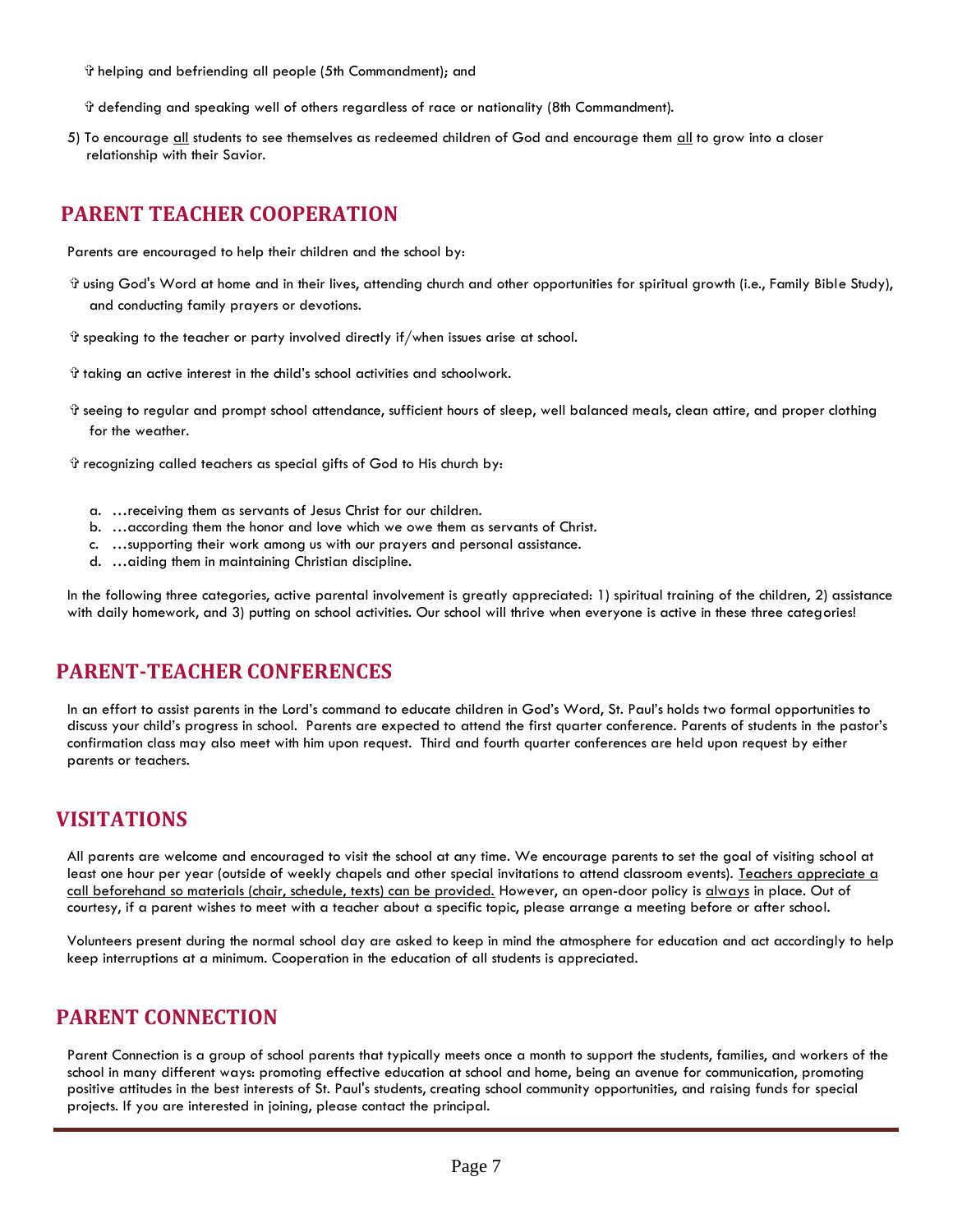✞ helping and befriending all people (5th Commandment); and

✞ defending and speaking well of others regardless of race or nationality (8th Commandment).

5) To encourage all students to see themselves as redeemed children of God and encourage them all to grow into a closer relationship with their Savior.

## PARENT TEACHER COOPERATION

Parents are encouraged to help their children and the school by:

✞ using God's Word at home and in their lives, attending church and other opportunities for spiritual growth (i.e., Family Bible Study), and conducting family prayers or devotions.

✞ speaking to the teacher or party involved directly if/when issues arise at school.

✞ taking an active interest in the child's school activities and schoolwork.

✞ seeing to regular and prompt school attendance, sufficient hours of sleep, well balanced meals, clean attire, and proper clothing for the weather.

✞ recognizing called teachers as special gifts of God to His church by:

a. …receiving them as servants of Jesus Christ for our children.
b. …according them the honor and love which we owe them as servants of Christ.
c. …supporting their work among us with our prayers and personal assistance.
d. …aiding them in maintaining Christian discipline.

In the following three categories, active parental involvement is greatly appreciated: 1) spiritual training of the children, 2) assistance with daily homework, and 3) putting on school activities. Our school will thrive when everyone is active in these three categories!

## PARENT-TEACHER CONFERENCES

In an effort to assist parents in the Lord's command to educate children in God's Word, St. Paul's holds two formal opportunities to discuss your child's progress in school. Parents are expected to attend the first quarter conference. Parents of students in the pastor's confirmation class may also meet with him upon request. Third and fourth quarter conferences are held upon request by either parents or teachers.

## VISITATIONS

All parents are welcome and encouraged to visit the school at any time. We encourage parents to set the goal of visiting school at least one hour per year (outside of weekly chapels and other special invitations to attend classroom events). Teachers appreciate a call beforehand so materials (chair, schedule, texts) can be provided. However, an open-door policy is always in place. Out of courtesy, if a parent wishes to meet with a teacher about a specific topic, please arrange a meeting before or after school.

Volunteers present during the normal school day are asked to keep in mind the atmosphere for education and act accordingly to help keep interruptions at a minimum. Cooperation in the education of all students is appreciated.

## PARENT CONNECTION

Parent Connection is a group of school parents that typically meets once a month to support the students, families, and workers of the school in many different ways: promoting effective education at school and home, being an avenue for communication, promoting positive attitudes in the best interests of St. Paul's students, creating school community opportunities, and raising funds for special projects. If you are interested in joining, please contact the principal.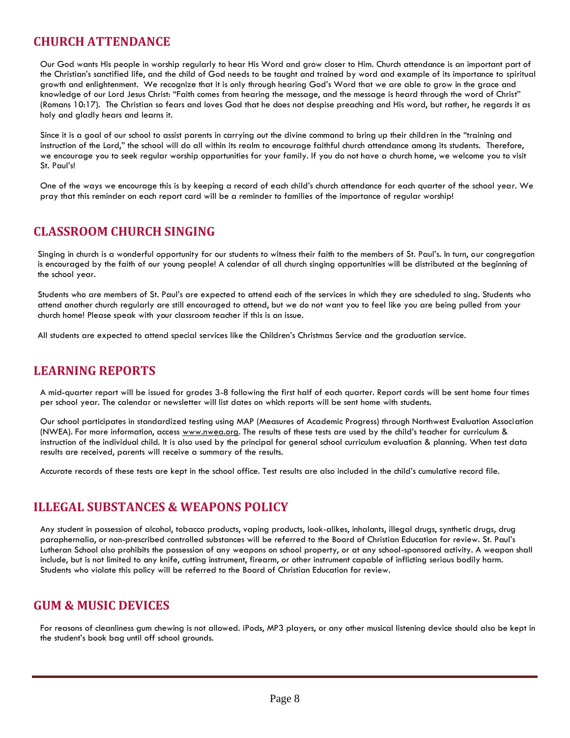## CHURCH ATTENDANCE

Our God wants His people in worship regularly to hear His Word and grow closer to Him. Church attendance is an important part of the Christian's sanctified life, and the child of God needs to be taught and trained by word and example of its importance to spiritual growth and enlightenment. We recognize that it is only through hearing God's Word that we are able to grow in the grace and knowledge of our Lord Jesus Christ: "Faith comes from hearing the message, and the message is heard through the word of Christ" (Romans 10:17). The Christian so fears and loves God that he does not despise preaching and His word, but rather, he regards it as holy and gladly hears and learns it.

Since it is a goal of our school to assist parents in carrying out the divine command to bring up their children in the "training and instruction of the Lord," the school will do all within its realm to encourage faithful church attendance among its students. Therefore, we encourage you to seek regular worship opportunities for your family. If you do not have a church home, we welcome you to visit St. Paul's!

One of the ways we encourage this is by keeping a record of each child's church attendance for each quarter of the school year. We pray that this reminder on each report card will be a reminder to families of the importance of regular worship!

## CLASSROOM CHURCH SINGING

Singing in church is a wonderful opportunity for our students to witness their faith to the members of St. Paul's. In turn, our congregation is encouraged by the faith of our young people! A calendar of all church singing opportunities will be distributed at the beginning of the school year.

Students who are members of St. Paul's are expected to attend each of the services in which they are scheduled to sing. Students who attend another church regularly are still encouraged to attend, but we do not want you to feel like you are being pulled from your church home! Please speak with your classroom teacher if this is an issue.

All students are expected to attend special services like the Children's Christmas Service and the graduation service.

## LEARNING REPORTS

A mid-quarter report will be issued for grades 3-8 following the first half of each quarter. Report cards will be sent home four times per school year. The calendar or newsletter will list dates on which reports will be sent home with students.

Our school participates in standardized testing using MAP (Measures of Academic Progress) through Northwest Evaluation Association (NWEA). For more information, access www.nwea.org. The results of these tests are used by the child's teacher for curriculum & instruction of the individual child. It is also used by the principal for general school curriculum evaluation & planning. When test data results are received, parents will receive a summary of the results.

Accurate records of these tests are kept in the school office. Test results are also included in the child's cumulative record file.

## ILLEGAL SUBSTANCES & WEAPONS POLICY

Any student in possession of alcohol, tobacco products, vaping products, look-alikes, inhalants, illegal drugs, synthetic drugs, drug paraphernalia, or non-prescribed controlled substances will be referred to the Board of Christian Education for review. St. Paul's Lutheran School also prohibits the possession of any weapons on school property, or at any school-sponsored activity. A weapon shall include, but is not limited to any knife, cutting instrument, firearm, or other instrument capable of inflicting serious bodily harm. Students who violate this policy will be referred to the Board of Christian Education for review.

## GUM & MUSIC DEVICES

For reasons of cleanliness gum chewing is not allowed. iPods, MP3 players, or any other musical listening device should also be kept in the student's book bag until off school grounds.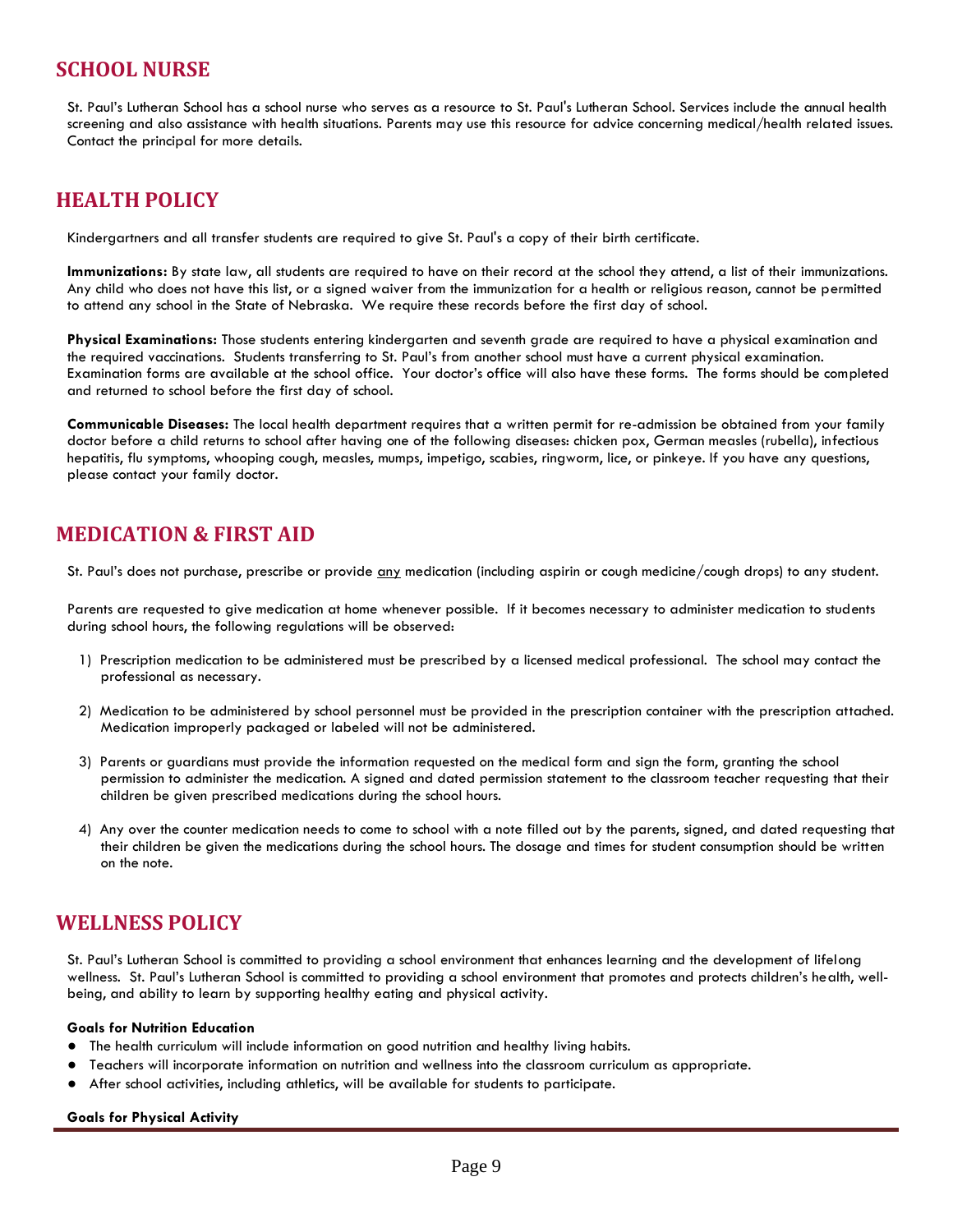## SCHOOL NURSE

St. Paul's Lutheran School has a school nurse who serves as a resource to St. Paul's Lutheran School. Services include the annual health screening and also assistance with health situations. Parents may use this resource for advice concerning medical/health related issues. Contact the principal for more details.

## HEALTH POLICY

Kindergartners and all transfer students are required to give St. Paul's a copy of their birth certificate.

**Immunizations:** By state law, all students are required to have on their record at the school they attend, a list of their immunizations. Any child who does not have this list, or a signed waiver from the immunization for a health or religious reason, cannot be permitted to attend any school in the State of Nebraska. We require these records before the first day of school.

**Physical Examinations:** Those students entering kindergarten and seventh grade are required to have a physical examination and the required vaccinations. Students transferring to St. Paul's from another school must have a current physical examination. Examination forms are available at the school office. Your doctor's office will also have these forms. The forms should be completed and returned to school before the first day of school.

**Communicable Diseases:** The local health department requires that a written permit for re-admission be obtained from your family doctor before a child returns to school after having one of the following diseases: chicken pox, German measles (rubella), infectious hepatitis, flu symptoms, whooping cough, measles, mumps, impetigo, scabies, ringworm, lice, or pinkeye. If you have any questions, please contact your family doctor.

## MEDICATION & FIRST AID

St. Paul's does not purchase, prescribe or provide <u>any</u> medication (including aspirin or cough medicine/cough drops) to any student.

Parents are requested to give medication at home whenever possible. If it becomes necessary to administer medication to students during school hours, the following regulations will be observed:

1) Prescription medication to be administered must be prescribed by a licensed medical professional. The school may contact the professional as necessary.

2) Medication to be administered by school personnel must be provided in the prescription container with the prescription attached. Medication improperly packaged or labeled will not be administered.

3) Parents or guardians must provide the information requested on the medical form and sign the form, granting the school permission to administer the medication. A signed and dated permission statement to the classroom teacher requesting that their children be given prescribed medications during the school hours.

4) Any over the counter medication needs to come to school with a note filled out by the parents, signed, and dated requesting that their children be given the medications during the school hours. The dosage and times for student consumption should be written on the note.

## WELLNESS POLICY

St. Paul's Lutheran School is committed to providing a school environment that enhances learning and the development of lifelong wellness. St. Paul's Lutheran School is committed to providing a school environment that promotes and protects children's health, well-being, and ability to learn by supporting healthy eating and physical activity.

**Goals for Nutrition Education**

- The health curriculum will include information on good nutrition and healthy living habits.
- Teachers will incorporate information on nutrition and wellness into the classroom curriculum as appropriate.
- After school activities, including athletics, will be available for students to participate.

**Goals for Physical Activity**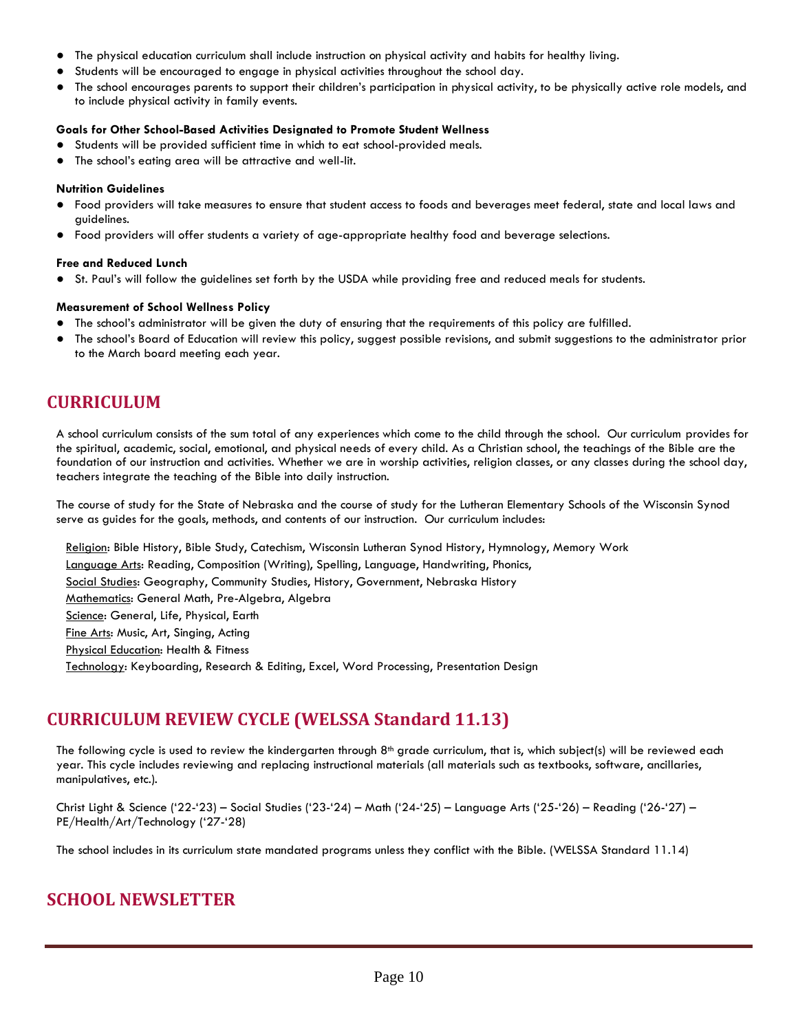- The physical education curriculum shall include instruction on physical activity and habits for healthy living.
- Students will be encouraged to engage in physical activities throughout the school day.
- The school encourages parents to support their children's participation in physical activity, to be physically active role models, and to include physical activity in family events.

**Goals for Other School-Based Activities Designated to Promote Student Wellness**

- Students will be provided sufficient time in which to eat school-provided meals.
- The school's eating area will be attractive and well-lit.

**Nutrition Guidelines**

- Food providers will take measures to ensure that student access to foods and beverages meet federal, state and local laws and guidelines.
- Food providers will offer students a variety of age-appropriate healthy food and beverage selections.

**Free and Reduced Lunch**

- St. Paul's will follow the guidelines set forth by the USDA while providing free and reduced meals for students.

**Measurement of School Wellness Policy**

- The school's administrator will be given the duty of ensuring that the requirements of this policy are fulfilled.
- The school's Board of Education will review this policy, suggest possible revisions, and submit suggestions to the administrator prior to the March board meeting each year.

## CURRICULUM

A school curriculum consists of the sum total of any experiences which come to the child through the school. Our curriculum provides for the spiritual, academic, social, emotional, and physical needs of every child. As a Christian school, the teachings of the Bible are the foundation of our instruction and activities. Whether we are in worship activities, religion classes, or any classes during the school day, teachers integrate the teaching of the Bible into daily instruction.

The course of study for the State of Nebraska and the course of study for the Lutheran Elementary Schools of the Wisconsin Synod serve as guides for the goals, methods, and contents of our instruction. Our curriculum includes:

<u>Religion</u>: Bible History, Bible Study, Catechism, Wisconsin Lutheran Synod History, Hymnology, Memory Work
<u>Language Arts</u>: Reading, Composition (Writing), Spelling, Language, Handwriting, Phonics,
<u>Social Studies</u>: Geography, Community Studies, History, Government, Nebraska History
<u>Mathematics</u>: General Math, Pre-Algebra, Algebra
<u>Science</u>: General, Life, Physical, Earth
<u>Fine Arts</u>: Music, Art, Singing, Acting
<u>Physical Education</u>: Health & Fitness
<u>Technology</u>: Keyboarding, Research & Editing, Excel, Word Processing, Presentation Design

## CURRICULUM REVIEW CYCLE (WELSSA Standard 11.13)

The following cycle is used to review the kindergarten through 8th grade curriculum, that is, which subject(s) will be reviewed each year. This cycle includes reviewing and replacing instructional materials (all materials such as textbooks, software, ancillaries, manipulatives, etc.).

Christ Light & Science ('22-'23) – Social Studies ('23-'24) – Math ('24-'25) – Language Arts ('25-'26) – Reading ('26-'27) – PE/Health/Art/Technology ('27-'28)

The school includes in its curriculum state mandated programs unless they conflict with the Bible. (WELSSA Standard 11.14)

## SCHOOL NEWSLETTER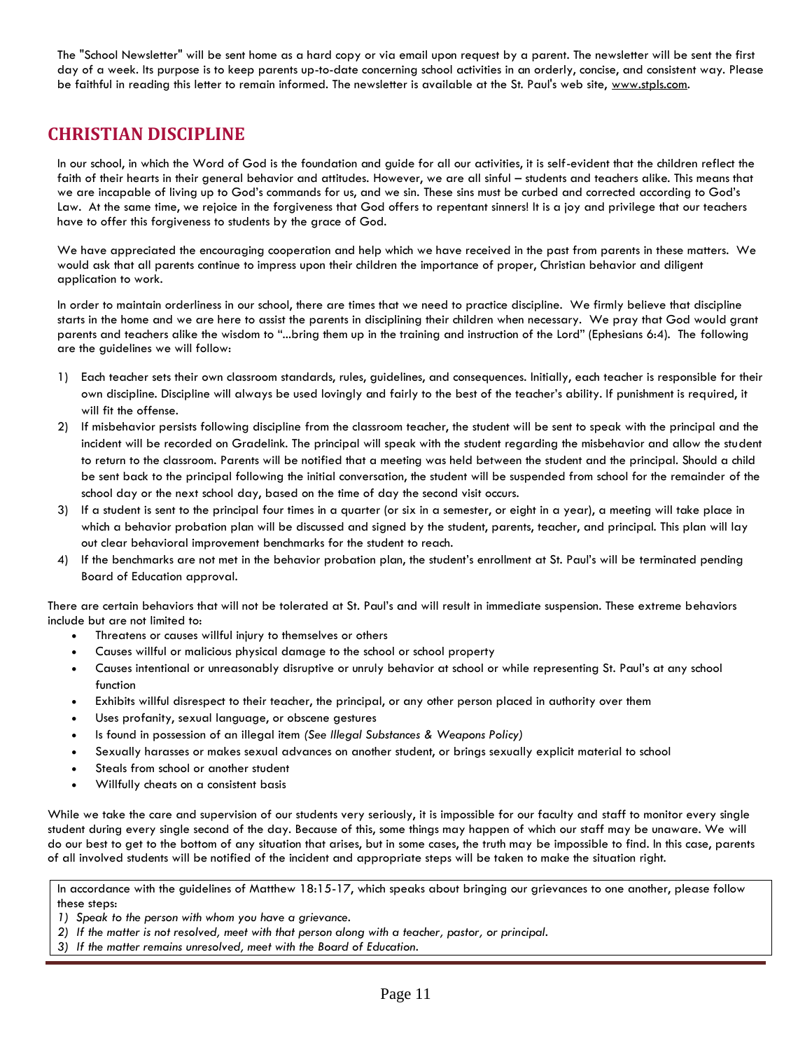The "School Newsletter" will be sent home as a hard copy or via email upon request by a parent. The newsletter will be sent the first day of a week. Its purpose is to keep parents up-to-date concerning school activities in an orderly, concise, and consistent way. Please be faithful in reading this letter to remain informed. The newsletter is available at the St. Paul's web site, www.stpls.com.

## CHRISTIAN DISCIPLINE

In our school, in which the Word of God is the foundation and guide for all our activities, it is self-evident that the children reflect the faith of their hearts in their general behavior and attitudes. However, we are all sinful – students and teachers alike. This means that we are incapable of living up to God's commands for us, and we sin. These sins must be curbed and corrected according to God's Law. At the same time, we rejoice in the forgiveness that God offers to repentant sinners! It is a joy and privilege that our teachers have to offer this forgiveness to students by the grace of God.

We have appreciated the encouraging cooperation and help which we have received in the past from parents in these matters. We would ask that all parents continue to impress upon their children the importance of proper, Christian behavior and diligent application to work.

In order to maintain orderliness in our school, there are times that we need to practice discipline. We firmly believe that discipline starts in the home and we are here to assist the parents in disciplining their children when necessary. We pray that God would grant parents and teachers alike the wisdom to "...bring them up in the training and instruction of the Lord" (Ephesians 6:4). The following are the guidelines we will follow:

1) Each teacher sets their own classroom standards, rules, guidelines, and consequences. Initially, each teacher is responsible for their own discipline. Discipline will always be used lovingly and fairly to the best of the teacher's ability. If punishment is required, it will fit the offense.
2) If misbehavior persists following discipline from the classroom teacher, the student will be sent to speak with the principal and the incident will be recorded on Gradelink. The principal will speak with the student regarding the misbehavior and allow the student to return to the classroom. Parents will be notified that a meeting was held between the student and the principal. Should a child be sent back to the principal following the initial conversation, the student will be suspended from school for the remainder of the school day or the next school day, based on the time of day the second visit occurs.
3) If a student is sent to the principal four times in a quarter (or six in a semester, or eight in a year), a meeting will take place in which a behavior probation plan will be discussed and signed by the student, parents, teacher, and principal. This plan will lay out clear behavioral improvement benchmarks for the student to reach.
4) If the benchmarks are not met in the behavior probation plan, the student's enrollment at St. Paul's will be terminated pending Board of Education approval.

There are certain behaviors that will not be tolerated at St. Paul's and will result in immediate suspension. These extreme behaviors include but are not limited to:

- Threatens or causes willful injury to themselves or others
- Causes willful or malicious physical damage to the school or school property
- Causes intentional or unreasonably disruptive or unruly behavior at school or while representing St. Paul's at any school function
- Exhibits willful disrespect to their teacher, the principal, or any other person placed in authority over them
- Uses profanity, sexual language, or obscene gestures
- Is found in possession of an illegal item *(See Illegal Substances & Weapons Policy)*
- Sexually harasses or makes sexual advances on another student, or brings sexually explicit material to school
- Steals from school or another student
- Willfully cheats on a consistent basis

While we take the care and supervision of our students very seriously, it is impossible for our faculty and staff to monitor every single student during every single second of the day. Because of this, some things may happen of which our staff may be unaware. We will do our best to get to the bottom of any situation that arises, but in some cases, the truth may be impossible to find. In this case, parents of all involved students will be notified of the incident and appropriate steps will be taken to make the situation right.

In accordance with the guidelines of Matthew 18:15-17, which speaks about bringing our grievances to one another, please follow these steps:

*1) Speak to the person with whom you have a grievance.*
*2) If the matter is not resolved, meet with that person along with a teacher, pastor, or principal.*
*3) If the matter remains unresolved, meet with the Board of Education.*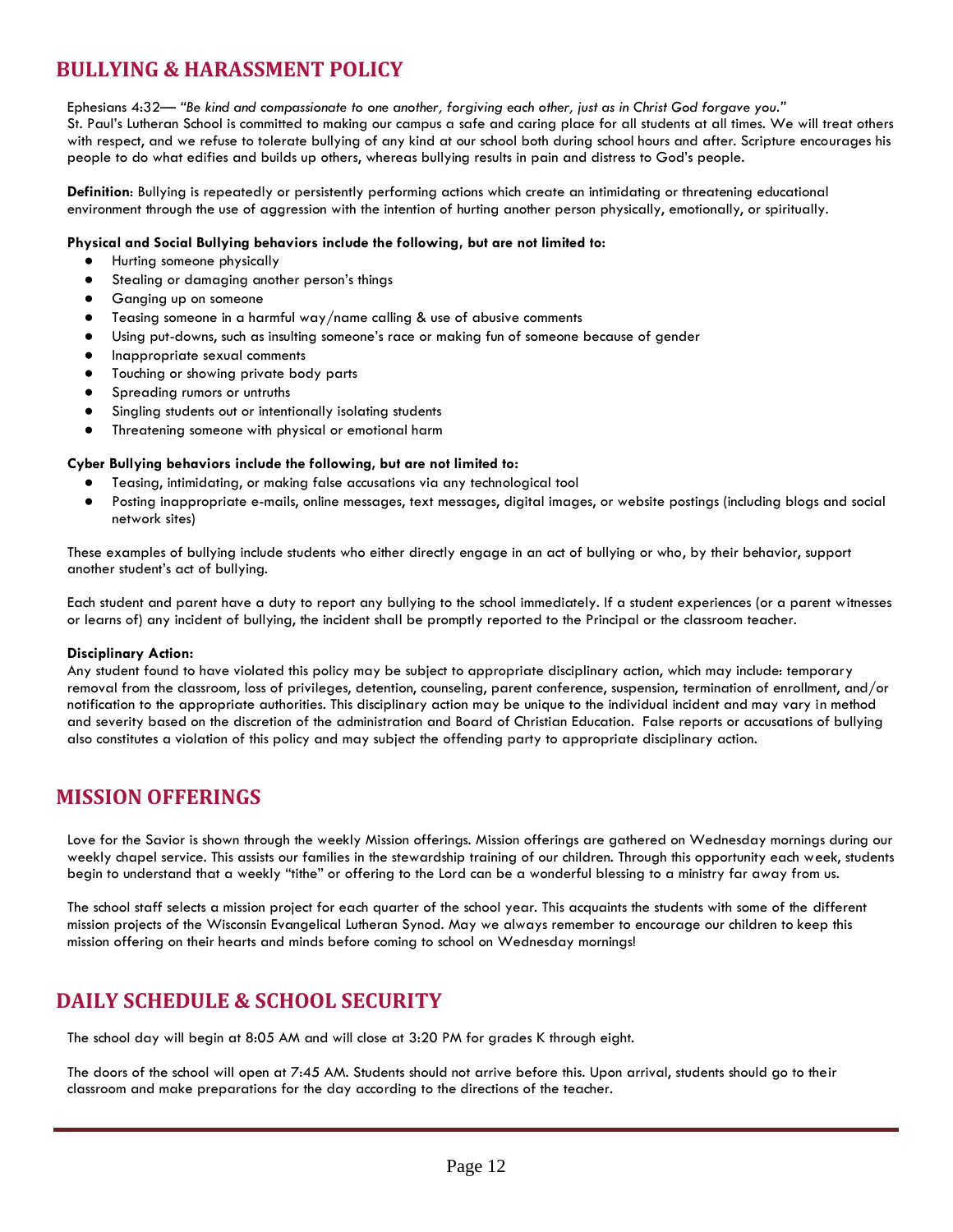## BULLYING & HARASSMENT POLICY

Ephesians 4:32— *"Be kind and compassionate to one another, forgiving each other, just as in Christ God forgave you."*
St. Paul's Lutheran School is committed to making our campus a safe and caring place for all students at all times. We will treat others with respect, and we refuse to tolerate bullying of any kind at our school both during school hours and after. Scripture encourages his people to do what edifies and builds up others, whereas bullying results in pain and distress to God's people.

**Definition**: Bullying is repeatedly or persistently performing actions which create an intimidating or threatening educational environment through the use of aggression with the intention of hurting another person physically, emotionally, or spiritually.

**Physical and Social Bullying behaviors include the following, but are not limited to:**

- Hurting someone physically
- Stealing or damaging another person's things
- Ganging up on someone
- Teasing someone in a harmful way/name calling & use of abusive comments
- Using put-downs, such as insulting someone's race or making fun of someone because of gender
- Inappropriate sexual comments
- Touching or showing private body parts
- Spreading rumors or untruths
- Singling students out or intentionally isolating students
- Threatening someone with physical or emotional harm

**Cyber Bullying behaviors include the following, but are not limited to:**

- Teasing, intimidating, or making false accusations via any technological tool
- Posting inappropriate e-mails, online messages, text messages, digital images, or website postings (including blogs and social network sites)

These examples of bullying include students who either directly engage in an act of bullying or who, by their behavior, support another student's act of bullying.

Each student and parent have a duty to report any bullying to the school immediately. If a student experiences (or a parent witnesses or learns of) any incident of bullying, the incident shall be promptly reported to the Principal or the classroom teacher.

**Disciplinary Action:**
Any student found to have violated this policy may be subject to appropriate disciplinary action, which may include: temporary removal from the classroom, loss of privileges, detention, counseling, parent conference, suspension, termination of enrollment, and/or notification to the appropriate authorities. This disciplinary action may be unique to the individual incident and may vary in method and severity based on the discretion of the administration and Board of Christian Education. False reports or accusations of bullying also constitutes a violation of this policy and may subject the offending party to appropriate disciplinary action.

## MISSION OFFERINGS

Love for the Savior is shown through the weekly Mission offerings. Mission offerings are gathered on Wednesday mornings during our weekly chapel service. This assists our families in the stewardship training of our children. Through this opportunity each week, students begin to understand that a weekly "tithe" or offering to the Lord can be a wonderful blessing to a ministry far away from us.

The school staff selects a mission project for each quarter of the school year. This acquaints the students with some of the different mission projects of the Wisconsin Evangelical Lutheran Synod. May we always remember to encourage our children to keep this mission offering on their hearts and minds before coming to school on Wednesday mornings!

## DAILY SCHEDULE & SCHOOL SECURITY

The school day will begin at 8:05 AM and will close at 3:20 PM for grades K through eight.

The doors of the school will open at 7:45 AM. Students should not arrive before this. Upon arrival, students should go to their classroom and make preparations for the day according to the directions of the teacher.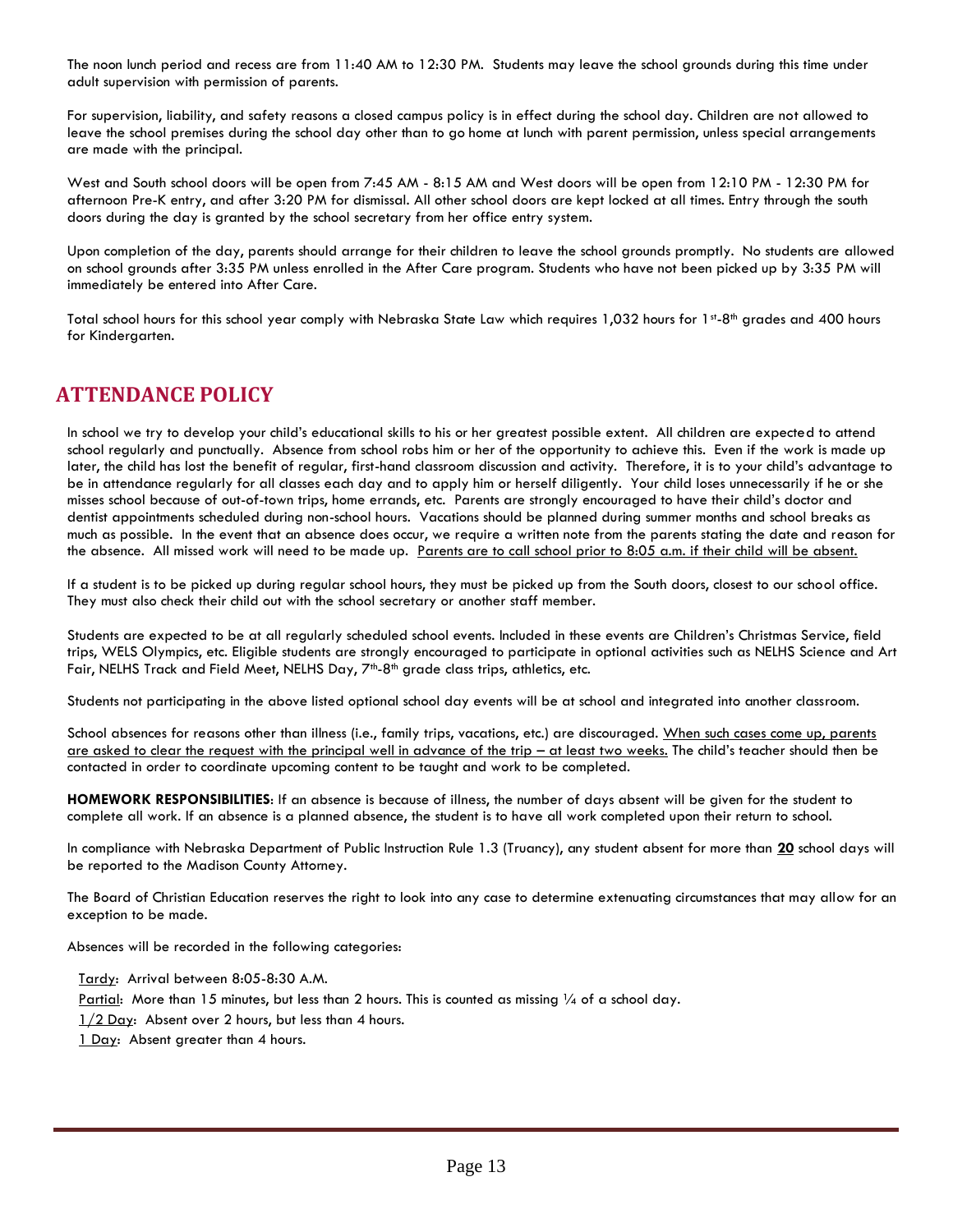The noon lunch period and recess are from 11:40 AM to 12:30 PM. Students may leave the school grounds during this time under adult supervision with permission of parents.

For supervision, liability, and safety reasons a closed campus policy is in effect during the school day. Children are not allowed to leave the school premises during the school day other than to go home at lunch with parent permission, unless special arrangements are made with the principal.

West and South school doors will be open from 7:45 AM - 8:15 AM and West doors will be open from 12:10 PM - 12:30 PM for afternoon Pre-K entry, and after 3:20 PM for dismissal. All other school doors are kept locked at all times. Entry through the south doors during the day is granted by the school secretary from her office entry system.

Upon completion of the day, parents should arrange for their children to leave the school grounds promptly. No students are allowed on school grounds after 3:35 PM unless enrolled in the After Care program. Students who have not been picked up by 3:35 PM will immediately be entered into After Care.

Total school hours for this school year comply with Nebraska State Law which requires 1,032 hours for 1st-8th grades and 400 hours for Kindergarten.

## ATTENDANCE POLICY

In school we try to develop your child's educational skills to his or her greatest possible extent. All children are expected to attend school regularly and punctually. Absence from school robs him or her of the opportunity to achieve this. Even if the work is made up later, the child has lost the benefit of regular, first-hand classroom discussion and activity. Therefore, it is to your child's advantage to be in attendance regularly for all classes each day and to apply him or herself diligently. Your child loses unnecessarily if he or she misses school because of out-of-town trips, home errands, etc. Parents are strongly encouraged to have their child's doctor and dentist appointments scheduled during non-school hours. Vacations should be planned during summer months and school breaks as much as possible. In the event that an absence does occur, we require a written note from the parents stating the date and reason for the absence. All missed work will need to be made up. Parents are to call school prior to 8:05 a.m. if their child will be absent.

If a student is to be picked up during regular school hours, they must be picked up from the South doors, closest to our school office. They must also check their child out with the school secretary or another staff member.

Students are expected to be at all regularly scheduled school events. Included in these events are Children's Christmas Service, field trips, WELS Olympics, etc. Eligible students are strongly encouraged to participate in optional activities such as NELHS Science and Art Fair, NELHS Track and Field Meet, NELHS Day, 7th-8th grade class trips, athletics, etc.

Students not participating in the above listed optional school day events will be at school and integrated into another classroom.

School absences for reasons other than illness (i.e., family trips, vacations, etc.) are discouraged. When such cases come up, parents are asked to clear the request with the principal well in advance of the trip – at least two weeks. The child's teacher should then be contacted in order to coordinate upcoming content to be taught and work to be completed.

**HOMEWORK RESPONSIBILITIES**: If an absence is because of illness, the number of days absent will be given for the student to complete all work. If an absence is a planned absence, the student is to have all work completed upon their return to school.

In compliance with Nebraska Department of Public Instruction Rule 1.3 (Truancy), any student absent for more than **20** school days will be reported to the Madison County Attorney.

The Board of Christian Education reserves the right to look into any case to determine extenuating circumstances that may allow for an exception to be made.

Absences will be recorded in the following categories:

Tardy: Arrival between 8:05-8:30 A.M.
Partial: More than 15 minutes, but less than 2 hours. This is counted as missing ¼ of a school day.
1/2 Day: Absent over 2 hours, but less than 4 hours.
1 Day: Absent greater than 4 hours.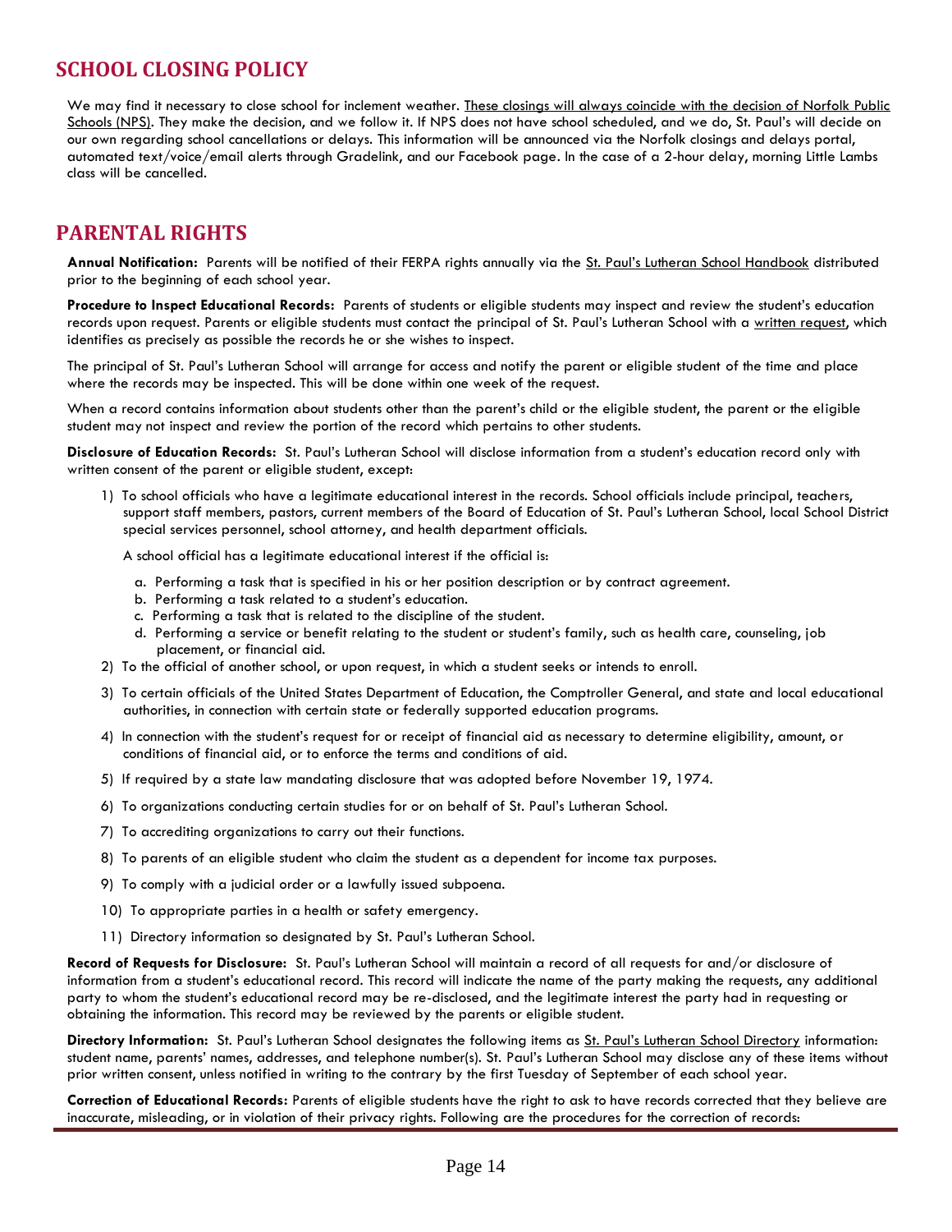## SCHOOL CLOSING POLICY

We may find it necessary to close school for inclement weather. These closings will always coincide with the decision of Norfolk Public Schools (NPS). They make the decision, and we follow it. If NPS does not have school scheduled, and we do, St. Paul's will decide on our own regarding school cancellations or delays. This information will be announced via the Norfolk closings and delays portal, automated text/voice/email alerts through Gradelink, and our Facebook page. In the case of a 2-hour delay, morning Little Lambs class will be cancelled.

## PARENTAL RIGHTS

**Annual Notification:** Parents will be notified of their FERPA rights annually via the St. Paul's Lutheran School Handbook distributed prior to the beginning of each school year.

**Procedure to Inspect Educational Records:** Parents of students or eligible students may inspect and review the student's education records upon request. Parents or eligible students must contact the principal of St. Paul's Lutheran School with a written request, which identifies as precisely as possible the records he or she wishes to inspect.

The principal of St. Paul's Lutheran School will arrange for access and notify the parent or eligible student of the time and place where the records may be inspected. This will be done within one week of the request.

When a record contains information about students other than the parent's child or the eligible student, the parent or the eligible student may not inspect and review the portion of the record which pertains to other students.

**Disclosure of Education Records:** St. Paul's Lutheran School will disclose information from a student's education record only with written consent of the parent or eligible student, except:

1) To school officials who have a legitimate educational interest in the records. School officials include principal, teachers, support staff members, pastors, current members of the Board of Education of St. Paul's Lutheran School, local School District special services personnel, school attorney, and health department officials.

   A school official has a legitimate educational interest if the official is:

   a. Performing a task that is specified in his or her position description or by contract agreement.
   b. Performing a task related to a student's education.
   c. Performing a task that is related to the discipline of the student.
   d. Performing a service or benefit relating to the student or student's family, such as health care, counseling, job placement, or financial aid.
2) To the official of another school, or upon request, in which a student seeks or intends to enroll.
3) To certain officials of the United States Department of Education, the Comptroller General, and state and local educational authorities, in connection with certain state or federally supported education programs.
4) In connection with the student's request for or receipt of financial aid as necessary to determine eligibility, amount, or conditions of financial aid, or to enforce the terms and conditions of aid.
5) If required by a state law mandating disclosure that was adopted before November 19, 1974.
6) To organizations conducting certain studies for or on behalf of St. Paul's Lutheran School.
7) To accrediting organizations to carry out their functions.
8) To parents of an eligible student who claim the student as a dependent for income tax purposes.
9) To comply with a judicial order or a lawfully issued subpoena.
10) To appropriate parties in a health or safety emergency.
11) Directory information so designated by St. Paul's Lutheran School.

**Record of Requests for Disclosure:** St. Paul's Lutheran School will maintain a record of all requests for and/or disclosure of information from a student's educational record. This record will indicate the name of the party making the requests, any additional party to whom the student's educational record may be re-disclosed, and the legitimate interest the party had in requesting or obtaining the information. This record may be reviewed by the parents or eligible student.

**Directory Information:** St. Paul's Lutheran School designates the following items as St. Paul's Lutheran School Directory information: student name, parents' names, addresses, and telephone number(s). St. Paul's Lutheran School may disclose any of these items without prior written consent, unless notified in writing to the contrary by the first Tuesday of September of each school year.

**Correction of Educational Records:** Parents of eligible students have the right to ask to have records corrected that they believe are inaccurate, misleading, or in violation of their privacy rights. Following are the procedures for the correction of records: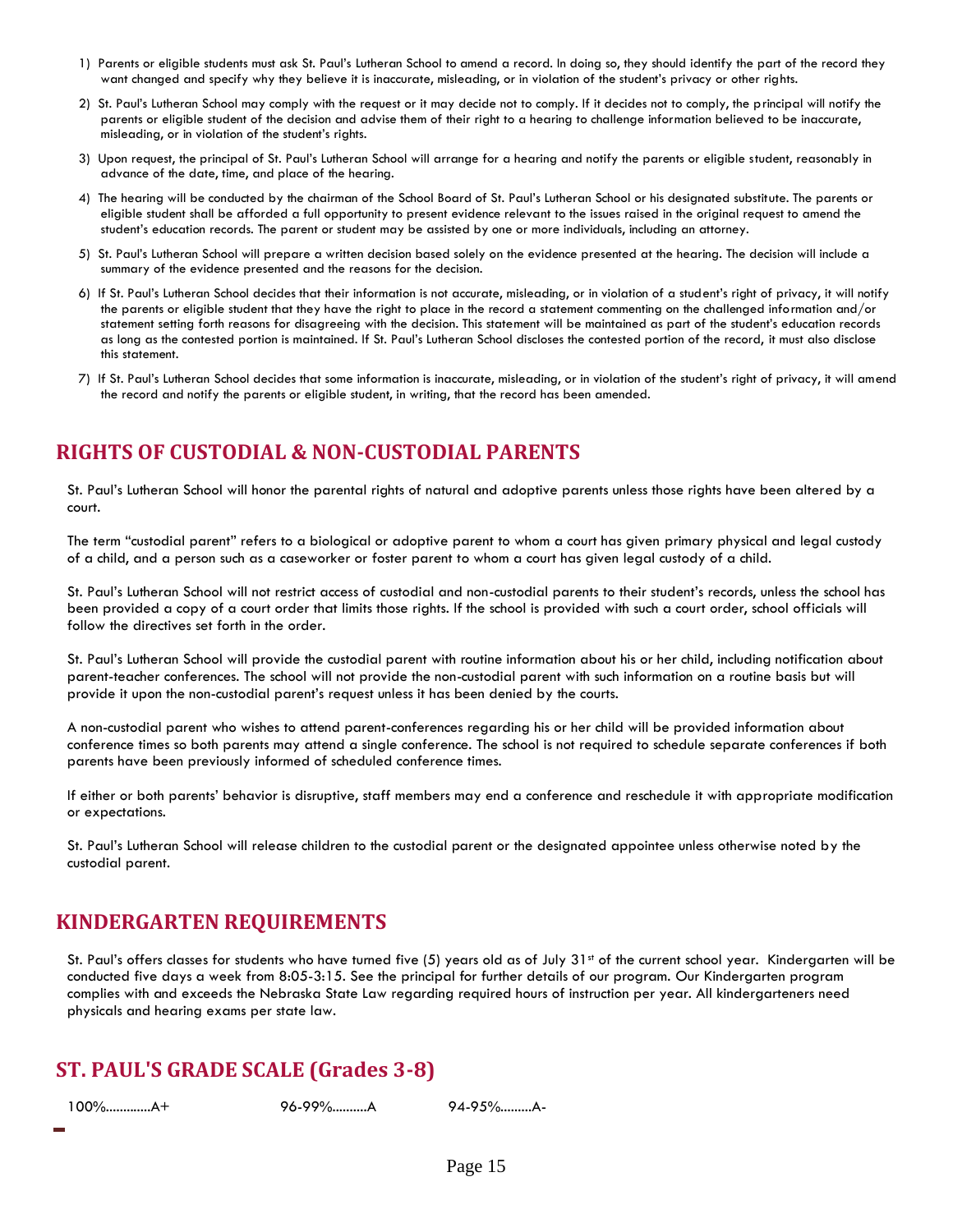1) Parents or eligible students must ask St. Paul's Lutheran School to amend a record. In doing so, they should identify the part of the record they want changed and specify why they believe it is inaccurate, misleading, or in violation of the student's privacy or other rights.

2) St. Paul's Lutheran School may comply with the request or it may decide not to comply. If it decides not to comply, the principal will notify the parents or eligible student of the decision and advise them of their right to a hearing to challenge information believed to be inaccurate, misleading, or in violation of the student's rights.

3) Upon request, the principal of St. Paul's Lutheran School will arrange for a hearing and notify the parents or eligible student, reasonably in advance of the date, time, and place of the hearing.

4) The hearing will be conducted by the chairman of the School Board of St. Paul's Lutheran School or his designated substitute. The parents or eligible student shall be afforded a full opportunity to present evidence relevant to the issues raised in the original request to amend the student's education records. The parent or student may be assisted by one or more individuals, including an attorney.

5) St. Paul's Lutheran School will prepare a written decision based solely on the evidence presented at the hearing. The decision will include a summary of the evidence presented and the reasons for the decision.

6) If St. Paul's Lutheran School decides that their information is not accurate, misleading, or in violation of a student's right of privacy, it will notify the parents or eligible student that they have the right to place in the record a statement commenting on the challenged information and/or statement setting forth reasons for disagreeing with the decision. This statement will be maintained as part of the student's education records as long as the contested portion is maintained. If St. Paul's Lutheran School discloses the contested portion of the record, it must also disclose this statement.

7) If St. Paul's Lutheran School decides that some information is inaccurate, misleading, or in violation of the student's right of privacy, it will amend the record and notify the parents or eligible student, in writing, that the record has been amended.

## RIGHTS OF CUSTODIAL & NON-CUSTODIAL PARENTS

St. Paul's Lutheran School will honor the parental rights of natural and adoptive parents unless those rights have been altered by a court.

The term "custodial parent" refers to a biological or adoptive parent to whom a court has given primary physical and legal custody of a child, and a person such as a caseworker or foster parent to whom a court has given legal custody of a child.

St. Paul's Lutheran School will not restrict access of custodial and non-custodial parents to their student's records, unless the school has been provided a copy of a court order that limits those rights. If the school is provided with such a court order, school officials will follow the directives set forth in the order.

St. Paul's Lutheran School will provide the custodial parent with routine information about his or her child, including notification about parent-teacher conferences. The school will not provide the non-custodial parent with such information on a routine basis but will provide it upon the non-custodial parent's request unless it has been denied by the courts.

A non-custodial parent who wishes to attend parent-conferences regarding his or her child will be provided information about conference times so both parents may attend a single conference. The school is not required to schedule separate conferences if both parents have been previously informed of scheduled conference times.

If either or both parents' behavior is disruptive, staff members may end a conference and reschedule it with appropriate modification or expectations.

St. Paul's Lutheran School will release children to the custodial parent or the designated appointee unless otherwise noted by the custodial parent.

## KINDERGARTEN REQUIREMENTS

St. Paul's offers classes for students who have turned five (5) years old as of July 31st of the current school year. Kindergarten will be conducted five days a week from 8:05-3:15. See the principal for further details of our program. Our Kindergarten program complies with and exceeds the Nebraska State Law regarding required hours of instruction per year. All kindergarteners need physicals and hearing exams per state law.

## ST. PAUL'S GRADE SCALE (Grades 3-8)

100%............A+ 96-99%..........A 94-95%.........A-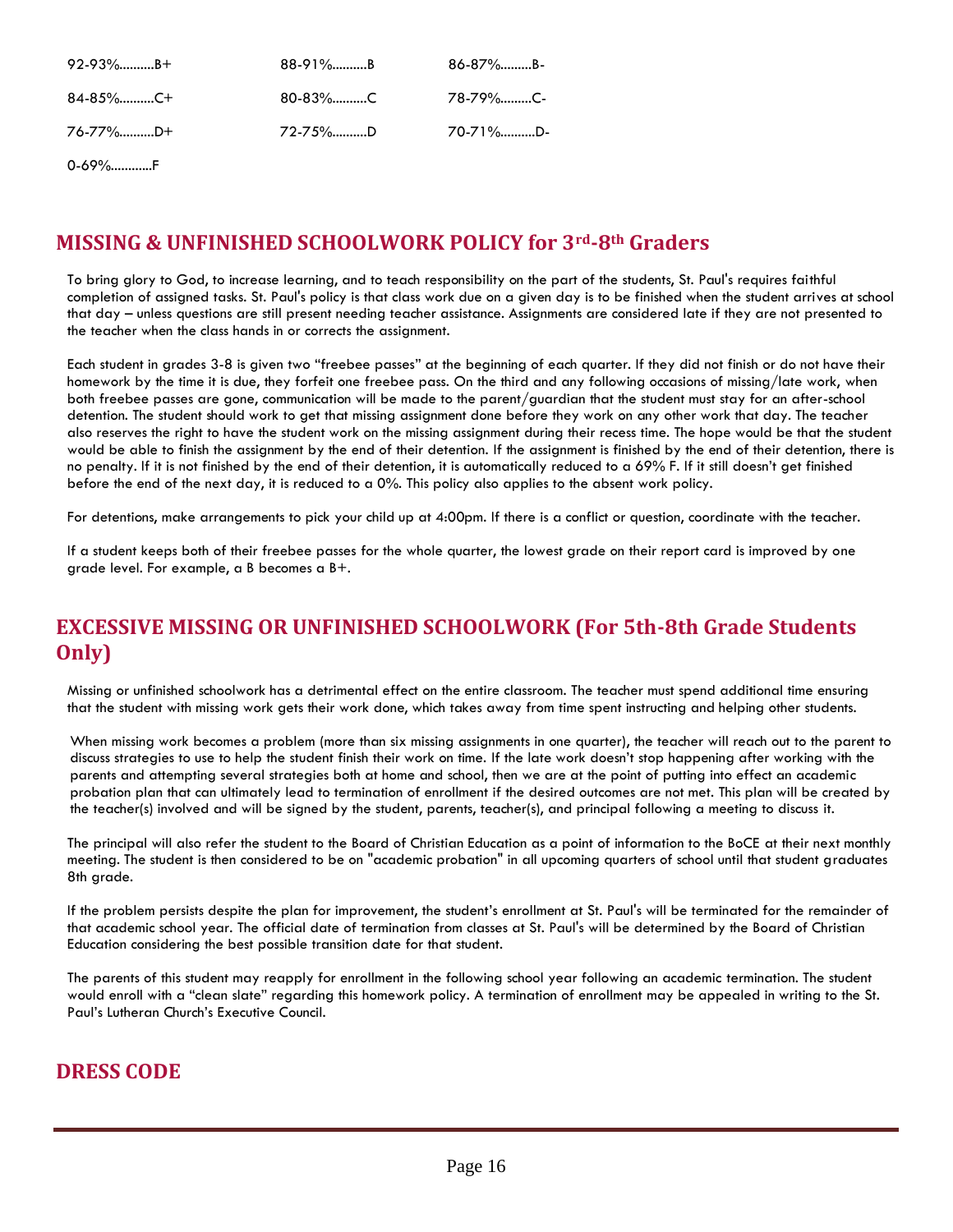| | | |
|---|---|---|
| 92-93%..........B+ | 88-91%.........B | 86-87%.........B- |
| 84-85%..........C+ | 80-83%.........C | 78-79%.........C- |
| 76-77%..........D+ | 72-75%..........D | 70-71%..........D- |
| 0-69%............F | | |

## MISSING & UNFINISHED SCHOOLWORK POLICY for 3rd-8th Graders

To bring glory to God, to increase learning, and to teach responsibility on the part of the students, St. Paul's requires faithful completion of assigned tasks. St. Paul's policy is that class work due on a given day is to be finished when the student arrives at school that day – unless questions are still present needing teacher assistance. Assignments are considered late if they are not presented to the teacher when the class hands in or corrects the assignment.

Each student in grades 3-8 is given two "freebee passes" at the beginning of each quarter. If they did not finish or do not have their homework by the time it is due, they forfeit one freebee pass. On the third and any following occasions of missing/late work, when both freebee passes are gone, communication will be made to the parent/guardian that the student must stay for an after-school detention. The student should work to get that missing assignment done before they work on any other work that day. The teacher also reserves the right to have the student work on the missing assignment during their recess time. The hope would be that the student would be able to finish the assignment by the end of their detention. If the assignment is finished by the end of their detention, there is no penalty. If it is not finished by the end of their detention, it is automatically reduced to a 69% F. If it still doesn't get finished before the end of the next day, it is reduced to a 0%. This policy also applies to the absent work policy.

For detentions, make arrangements to pick your child up at 4:00pm. If there is a conflict or question, coordinate with the teacher.

If a student keeps both of their freebee passes for the whole quarter, the lowest grade on their report card is improved by one grade level. For example, a B becomes a B+.

## EXCESSIVE MISSING OR UNFINISHED SCHOOLWORK (For 5th-8th Grade Students Only)

Missing or unfinished schoolwork has a detrimental effect on the entire classroom. The teacher must spend additional time ensuring that the student with missing work gets their work done, which takes away from time spent instructing and helping other students.

When missing work becomes a problem (more than six missing assignments in one quarter), the teacher will reach out to the parent to discuss strategies to use to help the student finish their work on time. If the late work doesn't stop happening after working with the parents and attempting several strategies both at home and school, then we are at the point of putting into effect an academic probation plan that can ultimately lead to termination of enrollment if the desired outcomes are not met. This plan will be created by the teacher(s) involved and will be signed by the student, parents, teacher(s), and principal following a meeting to discuss it.

The principal will also refer the student to the Board of Christian Education as a point of information to the BoCE at their next monthly meeting. The student is then considered to be on "academic probation" in all upcoming quarters of school until that student graduates 8th grade.

If the problem persists despite the plan for improvement, the student's enrollment at St. Paul's will be terminated for the remainder of that academic school year. The official date of termination from classes at St. Paul's will be determined by the Board of Christian Education considering the best possible transition date for that student.

The parents of this student may reapply for enrollment in the following school year following an academic termination. The student would enroll with a "clean slate" regarding this homework policy. A termination of enrollment may be appealed in writing to the St. Paul's Lutheran Church's Executive Council.

## DRESS CODE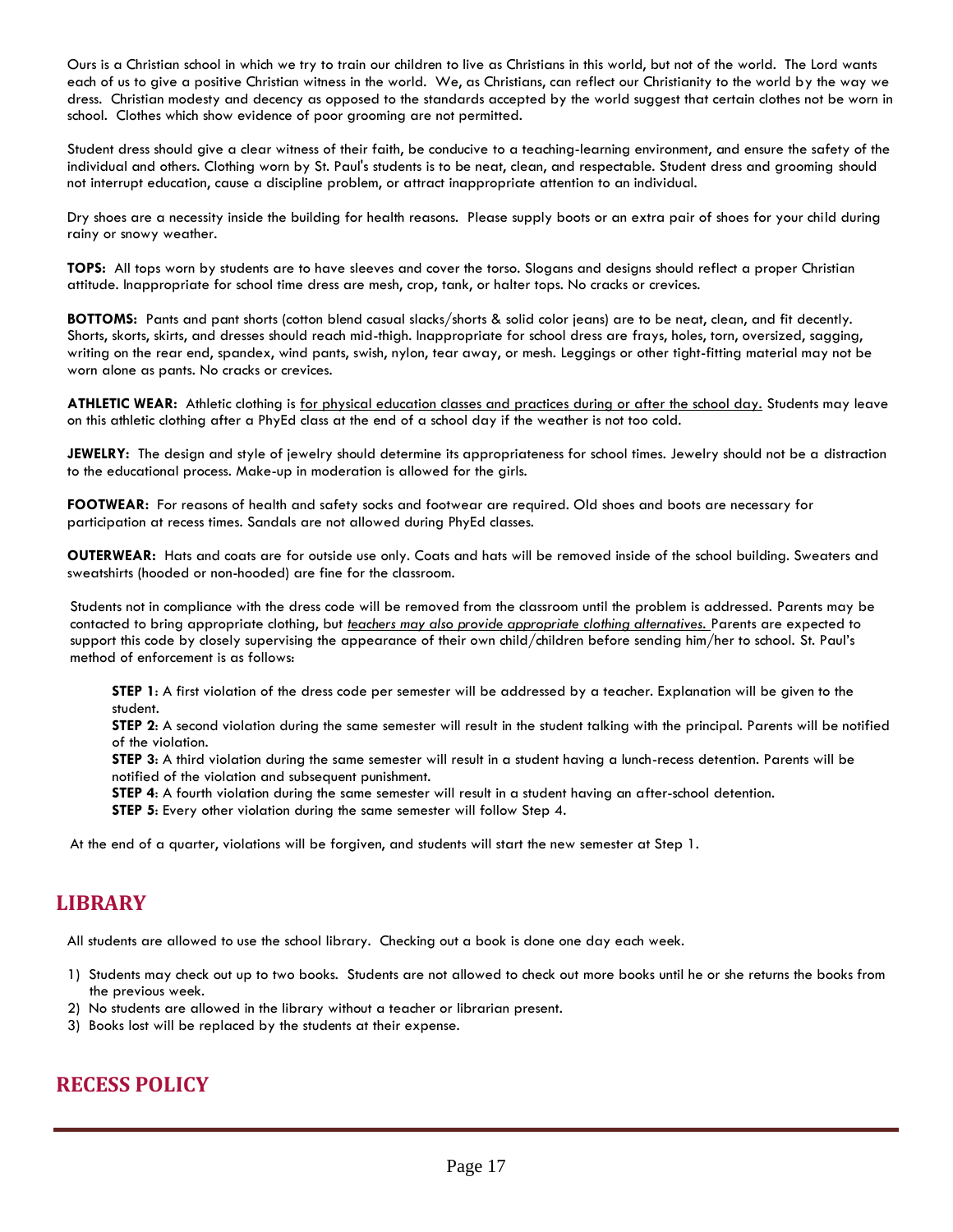Ours is a Christian school in which we try to train our children to live as Christians in this world, but not of the world. The Lord wants each of us to give a positive Christian witness in the world. We, as Christians, can reflect our Christianity to the world by the way we dress. Christian modesty and decency as opposed to the standards accepted by the world suggest that certain clothes not be worn in school. Clothes which show evidence of poor grooming are not permitted.

Student dress should give a clear witness of their faith, be conducive to a teaching-learning environment, and ensure the safety of the individual and others. Clothing worn by St. Paul's students is to be neat, clean, and respectable. Student dress and grooming should not interrupt education, cause a discipline problem, or attract inappropriate attention to an individual.

Dry shoes are a necessity inside the building for health reasons. Please supply boots or an extra pair of shoes for your child during rainy or snowy weather.

**TOPS:** All tops worn by students are to have sleeves and cover the torso. Slogans and designs should reflect a proper Christian attitude. Inappropriate for school time dress are mesh, crop, tank, or halter tops. No cracks or crevices.

**BOTTOMS:** Pants and pant shorts (cotton blend casual slacks/shorts & solid color jeans) are to be neat, clean, and fit decently. Shorts, skorts, skirts, and dresses should reach mid-thigh. Inappropriate for school dress are frays, holes, torn, oversized, sagging, writing on the rear end, spandex, wind pants, swish, nylon, tear away, or mesh. Leggings or other tight-fitting material may not be worn alone as pants. No cracks or crevices.

**ATHLETIC WEAR:** Athletic clothing is <u>for physical education classes and practices during or after the school day.</u> Students may leave on this athletic clothing after a PhyEd class at the end of a school day if the weather is not too cold.

**JEWELRY:** The design and style of jewelry should determine its appropriateness for school times. Jewelry should not be a distraction to the educational process. Make-up in moderation is allowed for the girls.

**FOOTWEAR:** For reasons of health and safety socks and footwear are required. Old shoes and boots are necessary for participation at recess times. Sandals are not allowed during PhyEd classes.

**OUTERWEAR:** Hats and coats are for outside use only. Coats and hats will be removed inside of the school building. Sweaters and sweatshirts (hooded or non-hooded) are fine for the classroom.

Students not in compliance with the dress code will be removed from the classroom until the problem is addressed. Parents may be contacted to bring appropriate clothing, but *<u>teachers may also provide appropriate clothing alternatives.</u>* Parents are expected to support this code by closely supervising the appearance of their own child/children before sending him/her to school. St. Paul's method of enforcement is as follows:

> **STEP 1**: A first violation of the dress code per semester will be addressed by a teacher. Explanation will be given to the student.
> **STEP 2**: A second violation during the same semester will result in the student talking with the principal. Parents will be notified of the violation.
> **STEP 3**: A third violation during the same semester will result in a student having a lunch-recess detention. Parents will be notified of the violation and subsequent punishment.
> **STEP 4**: A fourth violation during the same semester will result in a student having an after-school detention.
> **STEP 5**: Every other violation during the same semester will follow Step 4.

At the end of a quarter, violations will be forgiven, and students will start the new semester at Step 1.

## LIBRARY

All students are allowed to use the school library. Checking out a book is done one day each week.

1) Students may check out up to two books. Students are not allowed to check out more books until he or she returns the books from the previous week.
2) No students are allowed in the library without a teacher or librarian present.
3) Books lost will be replaced by the students at their expense.

## RECESS POLICY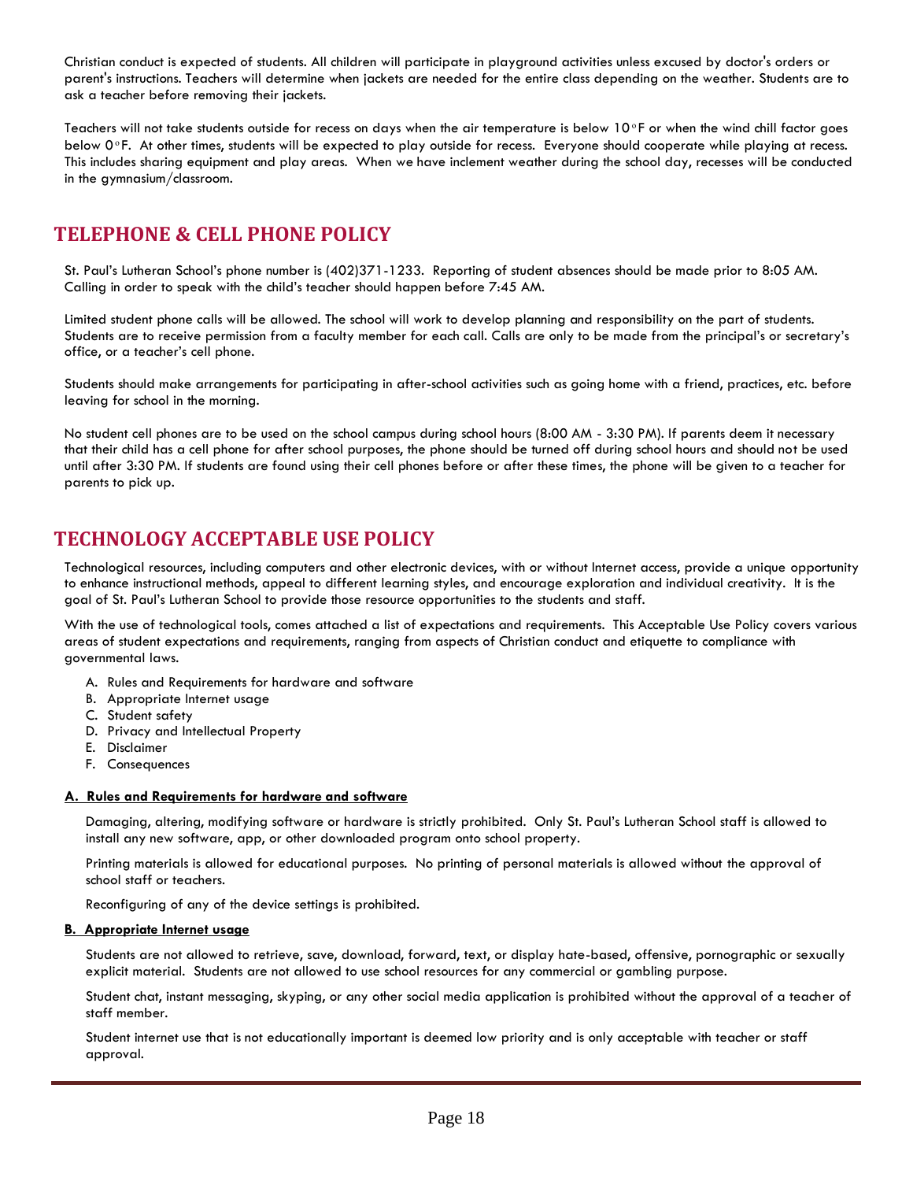Christian conduct is expected of students. All children will participate in playground activities unless excused by doctor's orders or parent's instructions. Teachers will determine when jackets are needed for the entire class depending on the weather. Students are to ask a teacher before removing their jackets.

Teachers will not take students outside for recess on days when the air temperature is below 10°F or when the wind chill factor goes below 0°F. At other times, students will be expected to play outside for recess. Everyone should cooperate while playing at recess. This includes sharing equipment and play areas. When we have inclement weather during the school day, recesses will be conducted in the gymnasium/classroom.

## TELEPHONE & CELL PHONE POLICY

St. Paul's Lutheran School's phone number is (402)371-1233. Reporting of student absences should be made prior to 8:05 AM. Calling in order to speak with the child's teacher should happen before 7:45 AM.

Limited student phone calls will be allowed. The school will work to develop planning and responsibility on the part of students. Students are to receive permission from a faculty member for each call. Calls are only to be made from the principal's or secretary's office, or a teacher's cell phone.

Students should make arrangements for participating in after-school activities such as going home with a friend, practices, etc. before leaving for school in the morning.

No student cell phones are to be used on the school campus during school hours (8:00 AM - 3:30 PM). If parents deem it necessary that their child has a cell phone for after school purposes, the phone should be turned off during school hours and should not be used until after 3:30 PM. If students are found using their cell phones before or after these times, the phone will be given to a teacher for parents to pick up.

## TECHNOLOGY ACCEPTABLE USE POLICY

Technological resources, including computers and other electronic devices, with or without Internet access, provide a unique opportunity to enhance instructional methods, appeal to different learning styles, and encourage exploration and individual creativity. It is the goal of St. Paul's Lutheran School to provide those resource opportunities to the students and staff.

With the use of technological tools, comes attached a list of expectations and requirements. This Acceptable Use Policy covers various areas of student expectations and requirements, ranging from aspects of Christian conduct and etiquette to compliance with governmental laws.

A. Rules and Requirements for hardware and software
B. Appropriate Internet usage
C. Student safety
D. Privacy and Intellectual Property
E. Disclaimer
F. Consequences

### A. Rules and Requirements for hardware and software

Damaging, altering, modifying software or hardware is strictly prohibited. Only St. Paul's Lutheran School staff is allowed to install any new software, app, or other downloaded program onto school property.

Printing materials is allowed for educational purposes. No printing of personal materials is allowed without the approval of school staff or teachers.

Reconfiguring of any of the device settings is prohibited.

### B. Appropriate Internet usage

Students are not allowed to retrieve, save, download, forward, text, or display hate-based, offensive, pornographic or sexually explicit material. Students are not allowed to use school resources for any commercial or gambling purpose.

Student chat, instant messaging, skyping, or any other social media application is prohibited without the approval of a teacher of staff member.

Student internet use that is not educationally important is deemed low priority and is only acceptable with teacher or staff approval.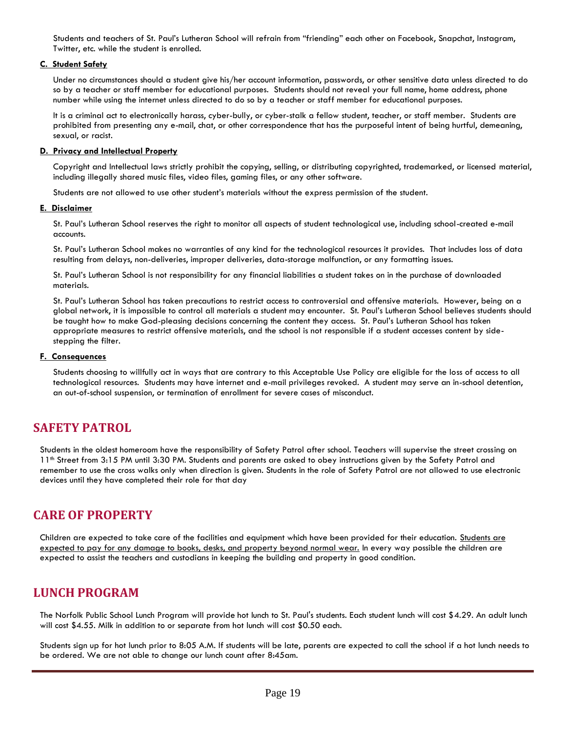Students and teachers of St. Paul's Lutheran School will refrain from "friending" each other on Facebook, Snapchat, Instagram, Twitter, etc. while the student is enrolled.

### C. Student Safety

Under no circumstances should a student give his/her account information, passwords, or other sensitive data unless directed to do so by a teacher or staff member for educational purposes. Students should not reveal your full name, home address, phone number while using the internet unless directed to do so by a teacher or staff member for educational purposes.

It is a criminal act to electronically harass, cyber-bully, or cyber-stalk a fellow student, teacher, or staff member. Students are prohibited from presenting any e-mail, chat, or other correspondence that has the purposeful intent of being hurtful, demeaning, sexual, or racist.

### D. Privacy and Intellectual Property

Copyright and Intellectual laws strictly prohibit the copying, selling, or distributing copyrighted, trademarked, or licensed material, including illegally shared music files, video files, gaming files, or any other software.

Students are not allowed to use other student's materials without the express permission of the student.

### E. Disclaimer

St. Paul's Lutheran School reserves the right to monitor all aspects of student technological use, including school-created e-mail accounts.

St. Paul's Lutheran School makes no warranties of any kind for the technological resources it provides. That includes loss of data resulting from delays, non-deliveries, improper deliveries, data-storage malfunction, or any formatting issues.

St. Paul's Lutheran School is not responsibility for any financial liabilities a student takes on in the purchase of downloaded materials.

St. Paul's Lutheran School has taken precautions to restrict access to controversial and offensive materials. However, being on a global network, it is impossible to control all materials a student may encounter. St. Paul's Lutheran School believes students should be taught how to make God-pleasing decisions concerning the content they access. St. Paul's Lutheran School has taken appropriate measures to restrict offensive materials, and the school is not responsible if a student accesses content by side-stepping the filter.

### F. Consequences

Students choosing to willfully act in ways that are contrary to this Acceptable Use Policy are eligible for the loss of access to all technological resources. Students may have internet and e-mail privileges revoked. A student may serve an in-school detention, an out-of-school suspension, or termination of enrollment for severe cases of misconduct.

## SAFETY PATROL

Students in the oldest homeroom have the responsibility of Safety Patrol after school. Teachers will supervise the street crossing on 11th Street from 3:15 PM until 3:30 PM. Students and parents are asked to obey instructions given by the Safety Patrol and remember to use the cross walks only when direction is given. Students in the role of Safety Patrol are not allowed to use electronic devices until they have completed their role for that day

## CARE OF PROPERTY

Children are expected to take care of the facilities and equipment which have been provided for their education. Students are expected to pay for any damage to books, desks, and property beyond normal wear. In every way possible the children are expected to assist the teachers and custodians in keeping the building and property in good condition.

## LUNCH PROGRAM

The Norfolk Public School Lunch Program will provide hot lunch to St. Paul's students. Each student lunch will cost $4.29. An adult lunch will cost $4.55. Milk in addition to or separate from hot lunch will cost $0.50 each.

Students sign up for hot lunch prior to 8:05 A.M. If students will be late, parents are expected to call the school if a hot lunch needs to be ordered. We are not able to change our lunch count after 8:45am.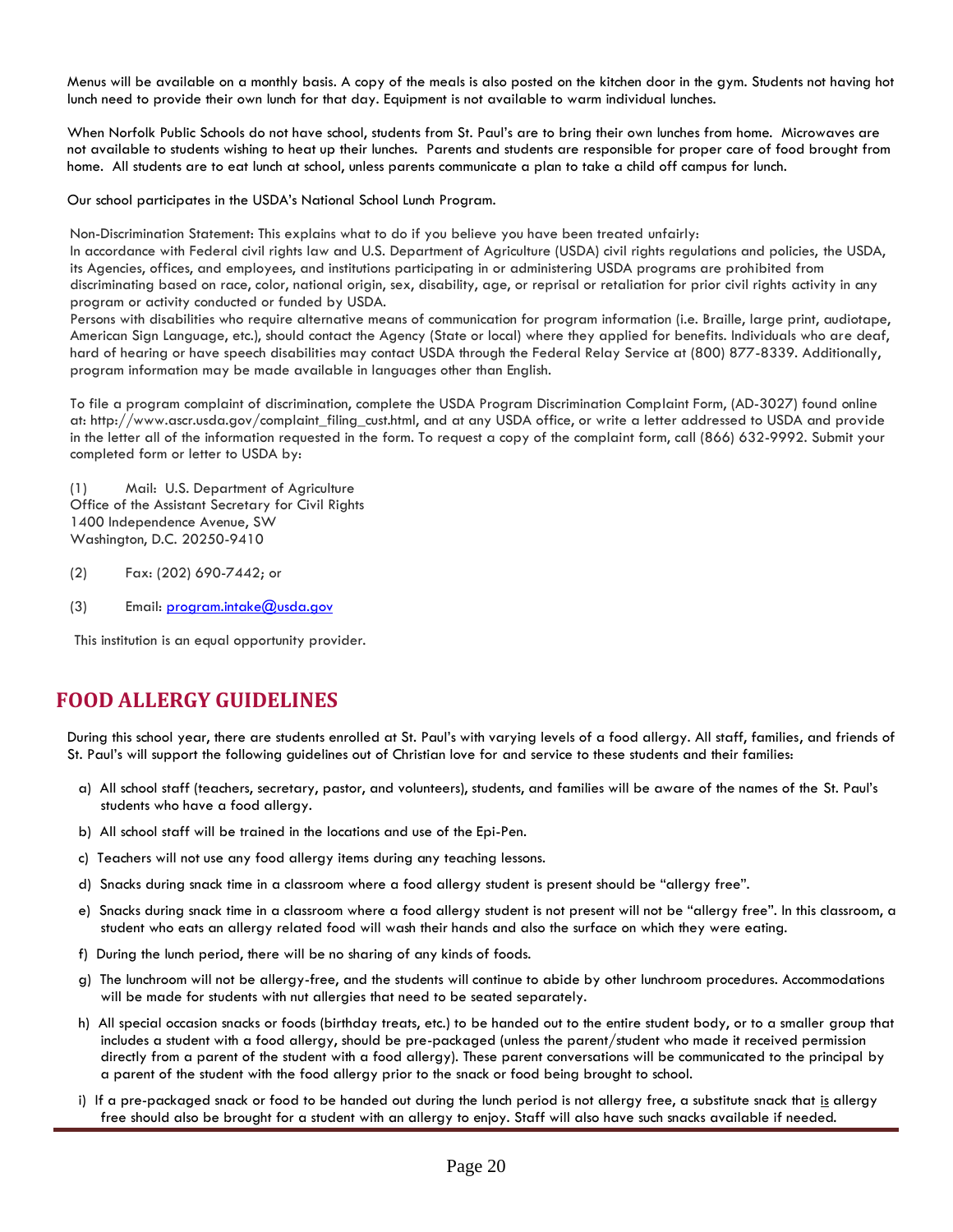Menus will be available on a monthly basis. A copy of the meals is also posted on the kitchen door in the gym. Students not having hot lunch need to provide their own lunch for that day. Equipment is not available to warm individual lunches.

When Norfolk Public Schools do not have school, students from St. Paul's are to bring their own lunches from home. Microwaves are not available to students wishing to heat up their lunches. Parents and students are responsible for proper care of food brought from home. All students are to eat lunch at school, unless parents communicate a plan to take a child off campus for lunch.

Our school participates in the USDA's National School Lunch Program.

Non-Discrimination Statement: This explains what to do if you believe you have been treated unfairly:
In accordance with Federal civil rights law and U.S. Department of Agriculture (USDA) civil rights regulations and policies, the USDA, its Agencies, offices, and employees, and institutions participating in or administering USDA programs are prohibited from discriminating based on race, color, national origin, sex, disability, age, or reprisal or retaliation for prior civil rights activity in any program or activity conducted or funded by USDA.
Persons with disabilities who require alternative means of communication for program information (i.e. Braille, large print, audiotape, American Sign Language, etc.), should contact the Agency (State or local) where they applied for benefits. Individuals who are deaf, hard of hearing or have speech disabilities may contact USDA through the Federal Relay Service at (800) 877-8339. Additionally, program information may be made available in languages other than English.

To file a program complaint of discrimination, complete the USDA Program Discrimination Complaint Form, (AD-3027) found online at: http://www.ascr.usda.gov/complaint_filing_cust.html, and at any USDA office, or write a letter addressed to USDA and provide in the letter all of the information requested in the form. To request a copy of the complaint form, call (866) 632-9992. Submit your completed form or letter to USDA by:

(1) Mail: U.S. Department of Agriculture
Office of the Assistant Secretary for Civil Rights
1400 Independence Avenue, SW
Washington, D.C. 20250-9410

(2) Fax: (202) 690-7442; or

(3) Email: program.intake@usda.gov

This institution is an equal opportunity provider.

## FOOD ALLERGY GUIDELINES

During this school year, there are students enrolled at St. Paul's with varying levels of a food allergy. All staff, families, and friends of St. Paul's will support the following guidelines out of Christian love for and service to these students and their families:

a) All school staff (teachers, secretary, pastor, and volunteers), students, and families will be aware of the names of the St. Paul's students who have a food allergy.

b) All school staff will be trained in the locations and use of the Epi-Pen.

c) Teachers will not use any food allergy items during any teaching lessons.

d) Snacks during snack time in a classroom where a food allergy student is present should be "allergy free".

e) Snacks during snack time in a classroom where a food allergy student is not present will not be "allergy free". In this classroom, a student who eats an allergy related food will wash their hands and also the surface on which they were eating.

f) During the lunch period, there will be no sharing of any kinds of foods.

g) The lunchroom will not be allergy-free, and the students will continue to abide by other lunchroom procedures. Accommodations will be made for students with nut allergies that need to be seated separately.

h) All special occasion snacks or foods (birthday treats, etc.) to be handed out to the entire student body, or to a smaller group that includes a student with a food allergy, should be pre-packaged (unless the parent/student who made it received permission directly from a parent of the student with a food allergy). These parent conversations will be communicated to the principal by a parent of the student with the food allergy prior to the snack or food being brought to school.

i) If a pre-packaged snack or food to be handed out during the lunch period is not allergy free, a substitute snack that <u>is</u> allergy free should also be brought for a student with an allergy to enjoy. Staff will also have such snacks available if needed.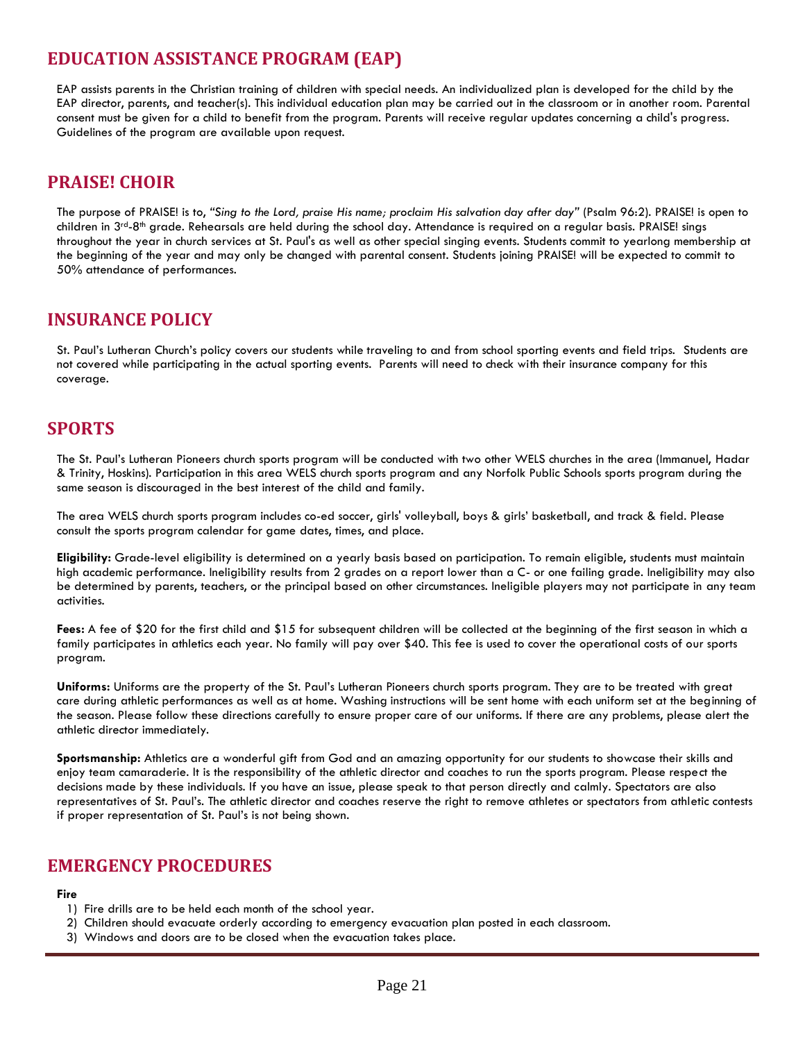## EDUCATION ASSISTANCE PROGRAM (EAP)

EAP assists parents in the Christian training of children with special needs. An individualized plan is developed for the child by the EAP director, parents, and teacher(s). This individual education plan may be carried out in the classroom or in another room. Parental consent must be given for a child to benefit from the program. Parents will receive regular updates concerning a child's progress. Guidelines of the program are available upon request.

## PRAISE! CHOIR

The purpose of PRAISE! is to, *"Sing to the Lord, praise His name; proclaim His salvation day after day"* (Psalm 96:2). PRAISE! is open to children in 3rd-8th grade. Rehearsals are held during the school day. Attendance is required on a regular basis. PRAISE! sings throughout the year in church services at St. Paul's as well as other special singing events. Students commit to yearlong membership at the beginning of the year and may only be changed with parental consent. Students joining PRAISE! will be expected to commit to 50% attendance of performances.

## INSURANCE POLICY

St. Paul's Lutheran Church's policy covers our students while traveling to and from school sporting events and field trips. Students are not covered while participating in the actual sporting events. Parents will need to check with their insurance company for this coverage.

## SPORTS

The St. Paul's Lutheran Pioneers church sports program will be conducted with two other WELS churches in the area (Immanuel, Hadar & Trinity, Hoskins). Participation in this area WELS church sports program and any Norfolk Public Schools sports program during the same season is discouraged in the best interest of the child and family.

The area WELS church sports program includes co-ed soccer, girls' volleyball, boys & girls' basketball, and track & field. Please consult the sports program calendar for game dates, times, and place.

**Eligibility:** Grade-level eligibility is determined on a yearly basis based on participation. To remain eligible, students must maintain high academic performance. Ineligibility results from 2 grades on a report lower than a C- or one failing grade. Ineligibility may also be determined by parents, teachers, or the principal based on other circumstances. Ineligible players may not participate in any team activities.

**Fees:** A fee of $20 for the first child and $15 for subsequent children will be collected at the beginning of the first season in which a family participates in athletics each year. No family will pay over $40. This fee is used to cover the operational costs of our sports program.

**Uniforms:** Uniforms are the property of the St. Paul's Lutheran Pioneers church sports program. They are to be treated with great care during athletic performances as well as at home. Washing instructions will be sent home with each uniform set at the beginning of the season. Please follow these directions carefully to ensure proper care of our uniforms. If there are any problems, please alert the athletic director immediately.

**Sportsmanship:** Athletics are a wonderful gift from God and an amazing opportunity for our students to showcase their skills and enjoy team camaraderie. It is the responsibility of the athletic director and coaches to run the sports program. Please respect the decisions made by these individuals. If you have an issue, please speak to that person directly and calmly. Spectators are also representatives of St. Paul's. The athletic director and coaches reserve the right to remove athletes or spectators from athletic contests if proper representation of St. Paul's is not being shown.

## EMERGENCY PROCEDURES

**Fire**

1) Fire drills are to be held each month of the school year.
2) Children should evacuate orderly according to emergency evacuation plan posted in each classroom.
3) Windows and doors are to be closed when the evacuation takes place.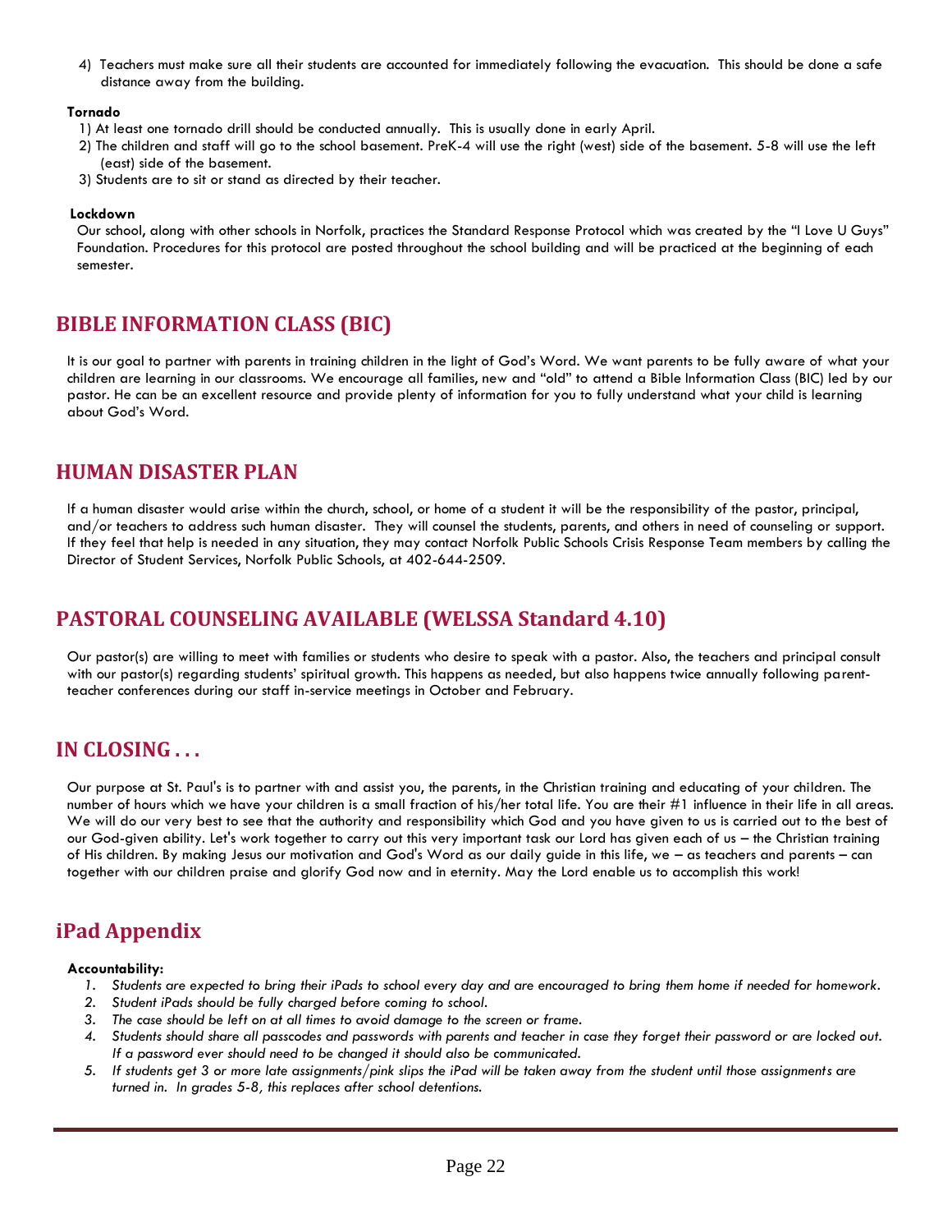4) Teachers must make sure all their students are accounted for immediately following the evacuation. This should be done a safe distance away from the building.

**Tornado**

1) At least one tornado drill should be conducted annually. This is usually done in early April.
2) The children and staff will go to the school basement. PreK-4 will use the right (west) side of the basement. 5-8 will use the left (east) side of the basement.
3) Students are to sit or stand as directed by their teacher.

**Lockdown**

Our school, along with other schools in Norfolk, practices the Standard Response Protocol which was created by the "I Love U Guys" Foundation. Procedures for this protocol are posted throughout the school building and will be practiced at the beginning of each semester.

## BIBLE INFORMATION CLASS (BIC)

It is our goal to partner with parents in training children in the light of God's Word. We want parents to be fully aware of what your children are learning in our classrooms. We encourage all families, new and "old" to attend a Bible Information Class (BIC) led by our pastor. He can be an excellent resource and provide plenty of information for you to fully understand what your child is learning about God's Word.

## HUMAN DISASTER PLAN

If a human disaster would arise within the church, school, or home of a student it will be the responsibility of the pastor, principal, and/or teachers to address such human disaster. They will counsel the students, parents, and others in need of counseling or support. If they feel that help is needed in any situation, they may contact Norfolk Public Schools Crisis Response Team members by calling the Director of Student Services, Norfolk Public Schools, at 402-644-2509.

## PASTORAL COUNSELING AVAILABLE (WELSSA Standard 4.10)

Our pastor(s) are willing to meet with families or students who desire to speak with a pastor. Also, the teachers and principal consult with our pastor(s) regarding students' spiritual growth. This happens as needed, but also happens twice annually following parent-teacher conferences during our staff in-service meetings in October and February.

## IN CLOSING . . .

Our purpose at St. Paul's is to partner with and assist you, the parents, in the Christian training and educating of your children. The number of hours which we have your children is a small fraction of his/her total life. You are their #1 influence in their life in all areas. We will do our very best to see that the authority and responsibility which God and you have given to us is carried out to the best of our God-given ability. Let's work together to carry out this very important task our Lord has given each of us – the Christian training of His children. By making Jesus our motivation and God's Word as our daily guide in this life, we – as teachers and parents – can together with our children praise and glorify God now and in eternity. May the Lord enable us to accomplish this work!

## iPad Appendix

**Accountability:**

1. *Students are expected to bring their iPads to school every day and are encouraged to bring them home if needed for homework.*
2. *Student iPads should be fully charged before coming to school.*
3. *The case should be left on at all times to avoid damage to the screen or frame.*
4. *Students should share all passcodes and passwords with parents and teacher in case they forget their password or are locked out. If a password ever should need to be changed it should also be communicated.*
5. *If students get 3 or more late assignments/pink slips the iPad will be taken away from the student until those assignments are turned in. In grades 5-8, this replaces after school detentions.*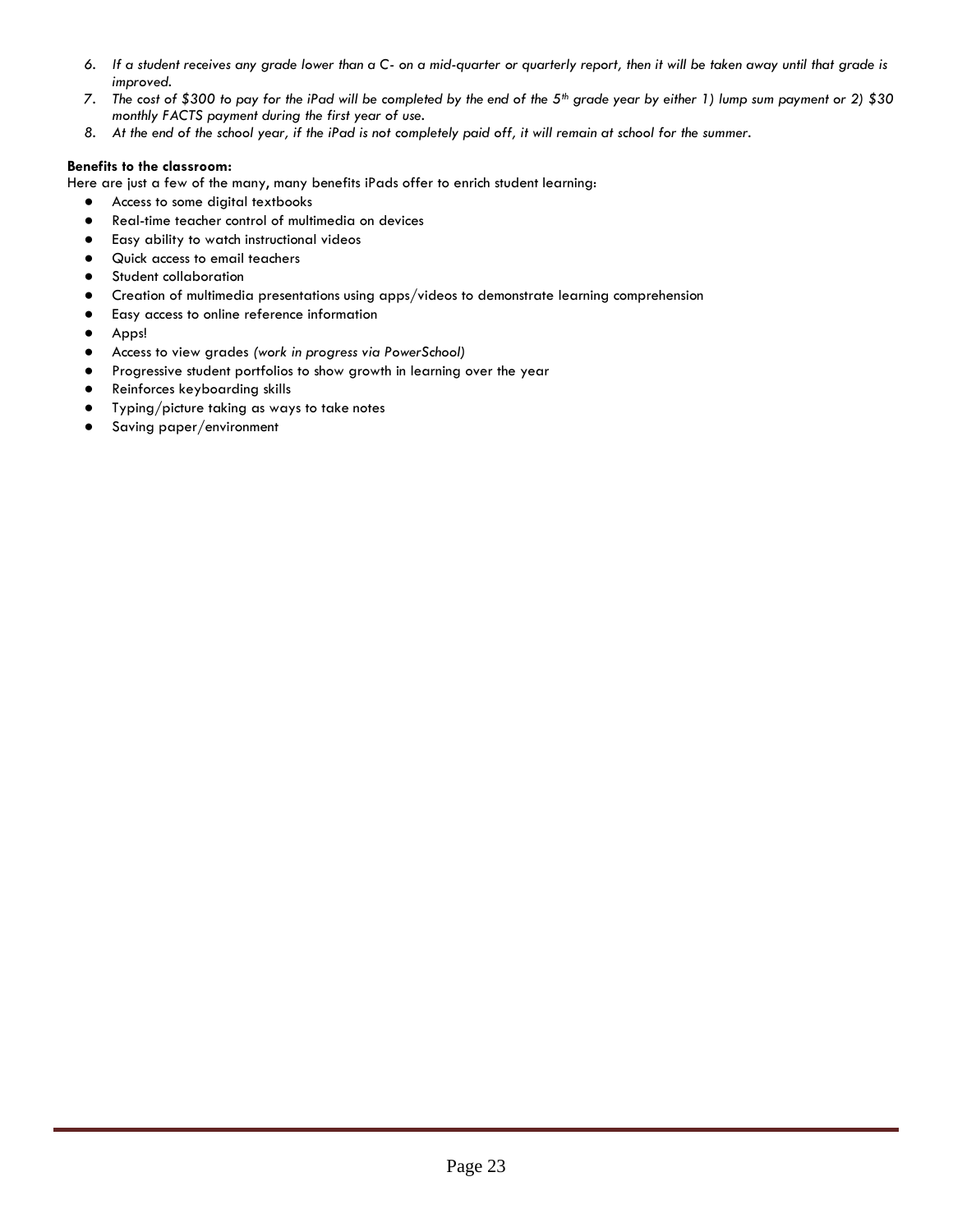6. *If a student receives any grade lower than a C- on a mid-quarter or quarterly report, then it will be taken away until that grade is improved.*
7. *The cost of $300 to pay for the iPad will be completed by the end of the 5th grade year by either 1) lump sum payment or 2) $30 monthly FACTS payment during the first year of use.*
8. *At the end of the school year, if the iPad is not completely paid off, it will remain at school for the summer.*

**Benefits to the classroom:**

Here are just a few of the many, many benefits iPads offer to enrich student learning:

- Access to some digital textbooks
- Real-time teacher control of multimedia on devices
- Easy ability to watch instructional videos
- Quick access to email teachers
- Student collaboration
- Creation of multimedia presentations using apps/videos to demonstrate learning comprehension
- Easy access to online reference information
- Apps!
- Access to view grades *(work in progress via PowerSchool)*
- Progressive student portfolios to show growth in learning over the year
- Reinforces keyboarding skills
- Typing/picture taking as ways to take notes
- Saving paper/environment